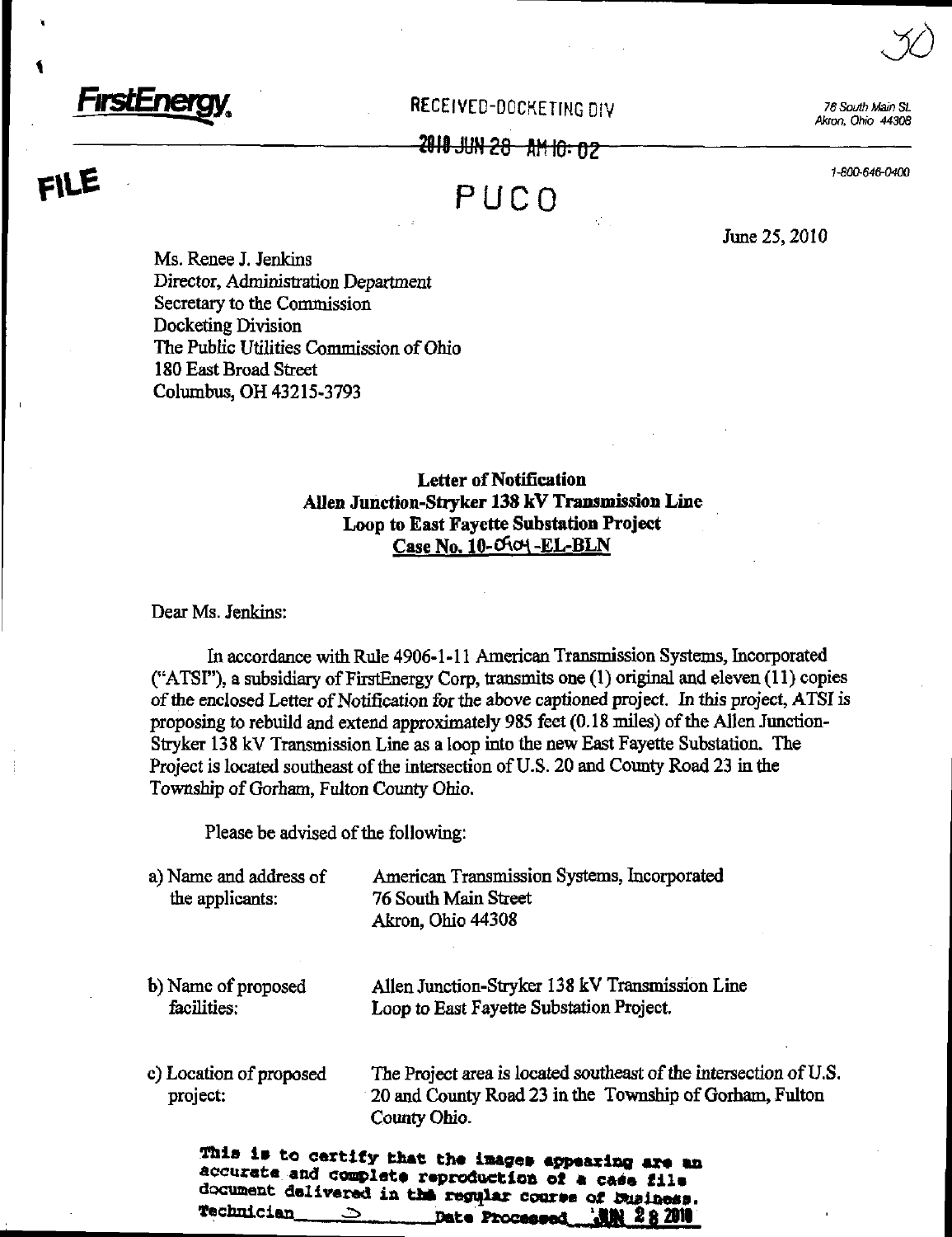**FirstEnergy**

RECEIVED-DOCKETING DIV

2010 JUN 28 AM 10: 02

PUCO

76 South Main St.
Akron, Ohio 44308

1-800-646-0400

FILE

June 25, 2010

Ms. Renee J. Jenkins
Director, Administration Department
Secretary to the Commission
Docketing Division
The Public Utilities Commission of Ohio
180 East Broad Street
Columbus, OH 43215-3793

**Letter of Notification**
**Allen Junction-Stryker 138 kV Transmission Line**
**Loop to East Fayette Substation Project**
**Case No. 10-0904-EL-BLN**

Dear Ms. Jenkins:

In accordance with Rule 4906-1-11 American Transmission Systems, Incorporated ("ATSI"), a subsidiary of FirstEnergy Corp, transmits one (1) original and eleven (11) copies of the enclosed Letter of Notification for the above captioned project. In this project, ATSI is proposing to rebuild and extend approximately 985 feet (0.18 miles) of the Allen Junction-Stryker 138 kV Transmission Line as a loop into the new East Fayette Substation. The Project is located southeast of the intersection of U.S. 20 and County Road 23 in the Township of Gorham, Fulton County Ohio.

Please be advised of the following:

| | |
|---|---|
| a) Name and address of the applicants: | American Transmission Systems, Incorporated<br>76 South Main Street<br>Akron, Ohio 44308 |
| b) Name of proposed facilities: | Allen Junction-Stryker 138 kV Transmission Line Loop to East Fayette Substation Project. |
| c) Location of proposed project: | The Project area is located southeast of the intersection of U.S. 20 and County Road 23 in the Township of Gorham, Fulton County Ohio. |

This is to certify that the images appearing are an accurate and complete reproduction of a case file document delivered in the regular course of business.
Technician ____ Date Processed JUN 28 2010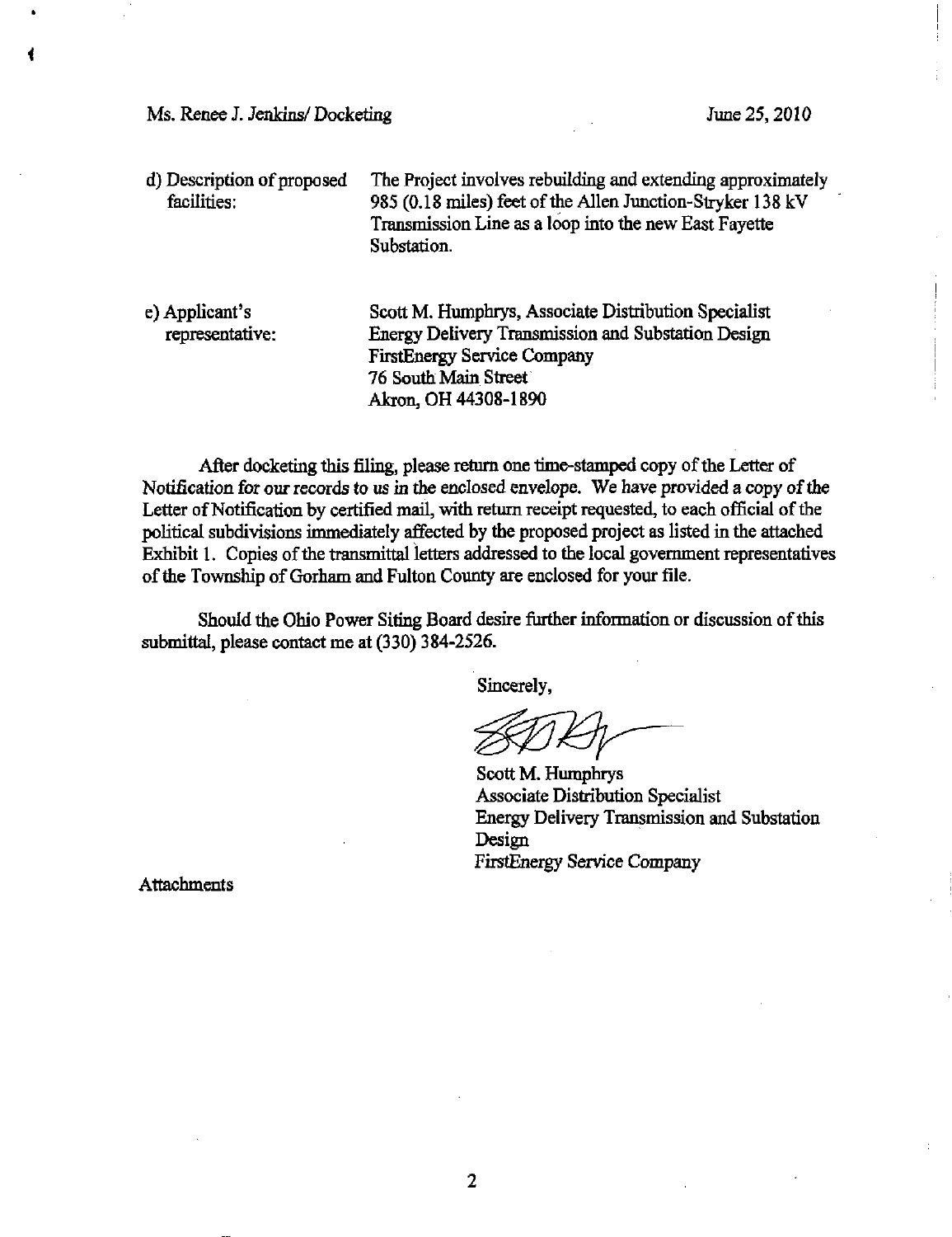Ms. Renee J. Jenkins/ Docketing

June 25, 2010

| | |
|---|---|
| d) Description of proposed facilities: | The Project involves rebuilding and extending approximately 985 (0.18 miles) feet of the Allen Junction-Stryker 138 kV Transmission Line as a loop into the new East Fayette Substation. |
| e) Applicant's representative: | Scott M. Humphrys, Associate Distribution Specialist<br>Energy Delivery Transmission and Substation Design<br>FirstEnergy Service Company<br>76 South Main Street<br>Akron, OH 44308-1890 |

After docketing this filing, please return one time-stamped copy of the Letter of Notification for our records to us in the enclosed envelope. We have provided a copy of the Letter of Notification by certified mail, with return receipt requested, to each official of the political subdivisions immediately affected by the proposed project as listed in the attached Exhibit 1. Copies of the transmittal letters addressed to the local government representatives of the Township of Gorham and Fulton County are enclosed for your file.

Should the Ohio Power Siting Board desire further information or discussion of this submittal, please contact me at (330) 384-2526.

Sincerely,

Scott M. Humphrys
Associate Distribution Specialist
Energy Delivery Transmission and Substation Design
FirstEnergy Service Company

Attachments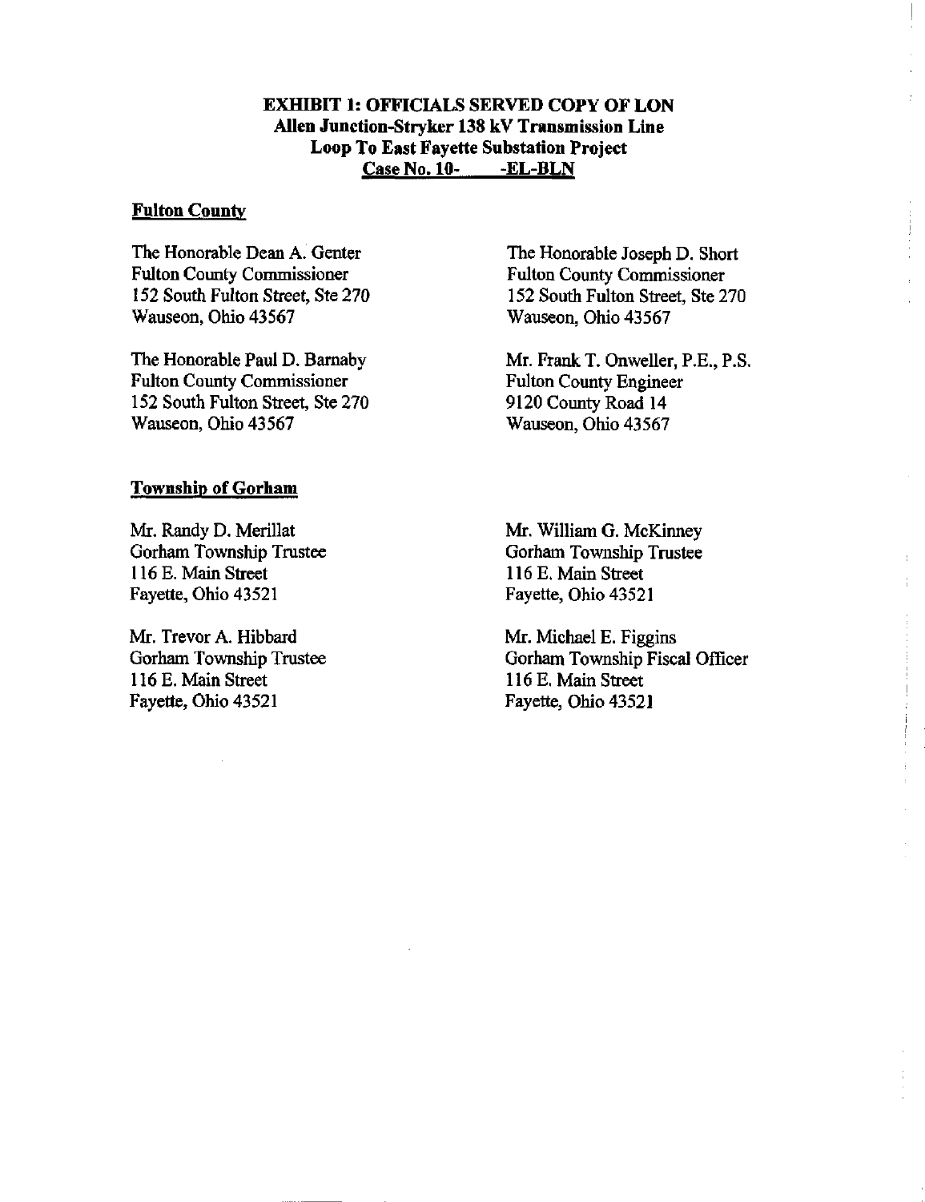**EXHIBIT 1: OFFICIALS SERVED COPY OF LON**
**Allen Junction-Stryker 138 kV Transmission Line**
**Loop To East Fayette Substation Project**
**Case No. 10- -EL-BLN**

**Fulton County**

The Honorable Dean A. Genter
Fulton County Commissioner
152 South Fulton Street, Ste 270
Wauseon, Ohio 43567

The Honorable Joseph D. Short
Fulton County Commissioner
152 South Fulton Street, Ste 270
Wauseon, Ohio 43567

The Honorable Paul D. Barnaby
Fulton County Commissioner
152 South Fulton Street, Ste 270
Wauseon, Ohio 43567

Mr. Frank T. Onweller, P.E., P.S.
Fulton County Engineer
9120 County Road 14
Wauseon, Ohio 43567

**Township of Gorham**

Mr. Randy D. Merillat
Gorham Township Trustee
116 E. Main Street
Fayette, Ohio 43521

Mr. William G. McKinney
Gorham Township Trustee
116 E. Main Street
Fayette, Ohio 43521

Mr. Trevor A. Hibbard
Gorham Township Trustee
116 E. Main Street
Fayette, Ohio 43521

Mr. Michael E. Figgins
Gorham Township Fiscal Officer
116 E. Main Street
Fayette, Ohio 43521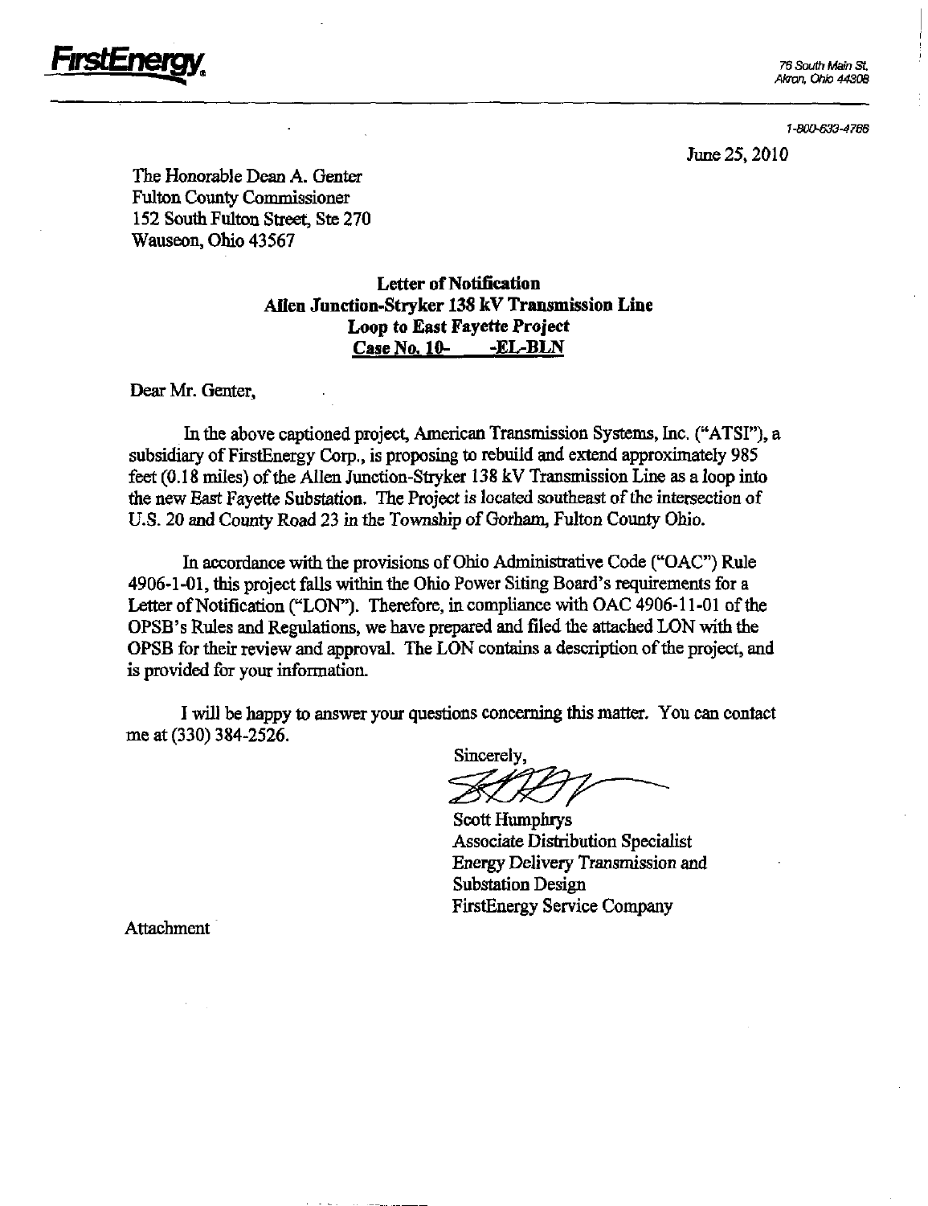**FirstEnergy**

76 South Main St.
Akron, Ohio 44308

1-800-633-4766

June 25, 2010

The Honorable Dean A. Genter
Fulton County Commissioner
152 South Fulton Street, Ste 270
Wauseon, Ohio 43567

**Letter of Notification**
**Allen Junction-Stryker 138 kV Transmission Line**
**Loop to East Fayette Project**
**Case No. 10- -EL-BLN**

Dear Mr. Genter,

In the above captioned project, American Transmission Systems, Inc. ("ATSI"), a subsidiary of FirstEnergy Corp., is proposing to rebuild and extend approximately 985 feet (0.18 miles) of the Allen Junction-Stryker 138 kV Transmission Line as a loop into the new East Fayette Substation. The Project is located southeast of the intersection of U.S. 20 and County Road 23 in the Township of Gorham, Fulton County Ohio.

In accordance with the provisions of Ohio Administrative Code ("OAC") Rule 4906-1-01, this project falls within the Ohio Power Siting Board's requirements for a Letter of Notification ("LON"). Therefore, in compliance with OAC 4906-11-01 of the OPSB's Rules and Regulations, we have prepared and filed the attached LON with the OPSB for their review and approval. The LON contains a description of the project, and is provided for your information.

I will be happy to answer your questions concerning this matter. You can contact me at (330) 384-2526.

Sincerely,

Scott Humphrys
Associate Distribution Specialist
Energy Delivery Transmission and Substation Design
FirstEnergy Service Company

Attachment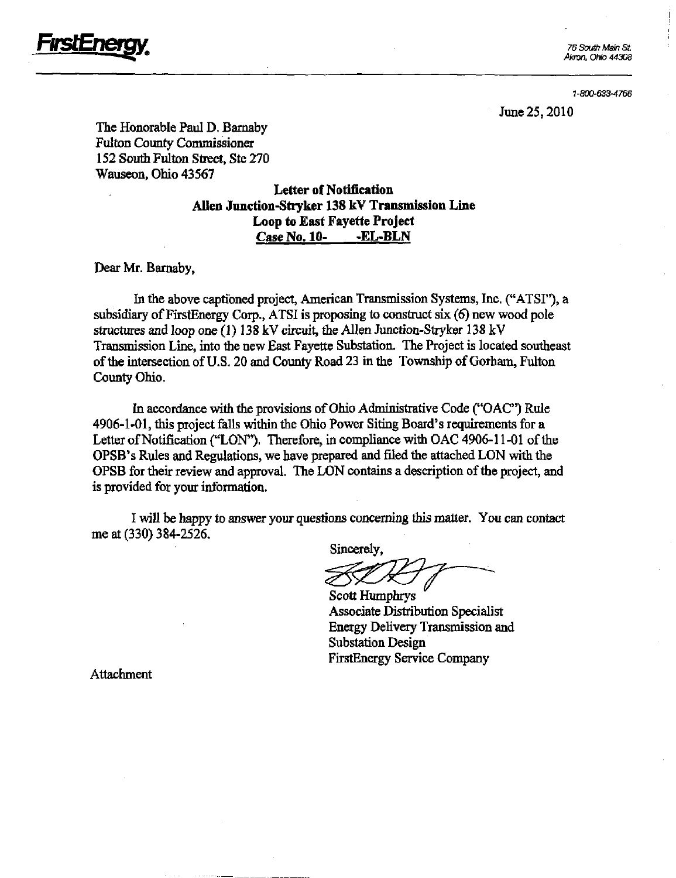**FirstEnergy**

76 South Main St.
Akron, Ohio 44308

1-800-633-4766

June 25, 2010

The Honorable Paul D. Barnaby
Fulton County Commissioner
152 South Fulton Street, Ste 270
Wauseon, Ohio 43567

**Letter of Notification**
**Allen Junction-Stryker 138 kV Transmission Line**
**Loop to East Fayette Project**
**Case No. 10- -EL-BLN**

Dear Mr. Barnaby,

In the above captioned project, American Transmission Systems, Inc. ("ATSI"), a subsidiary of FirstEnergy Corp., ATSI is proposing to construct six (6) new wood pole structures and loop one (1) 138 kV circuit, the Allen Junction-Stryker 138 kV Transmission Line, into the new East Fayette Substation. The Project is located southeast of the intersection of U.S. 20 and County Road 23 in the Township of Gorham, Fulton County Ohio.

In accordance with the provisions of Ohio Administrative Code ("OAC") Rule 4906-1-01, this project falls within the Ohio Power Siting Board's requirements for a Letter of Notification ("LON"). Therefore, in compliance with OAC 4906-11-01 of the OPSB's Rules and Regulations, we have prepared and filed the attached LON with the OPSB for their review and approval. The LON contains a description of the project, and is provided for your information.

I will be happy to answer your questions concerning this matter. You can contact me at (330) 384-2526.

Sincerely,

Scott Humphrys
Associate Distribution Specialist
Energy Delivery Transmission and Substation Design
FirstEnergy Service Company

Attachment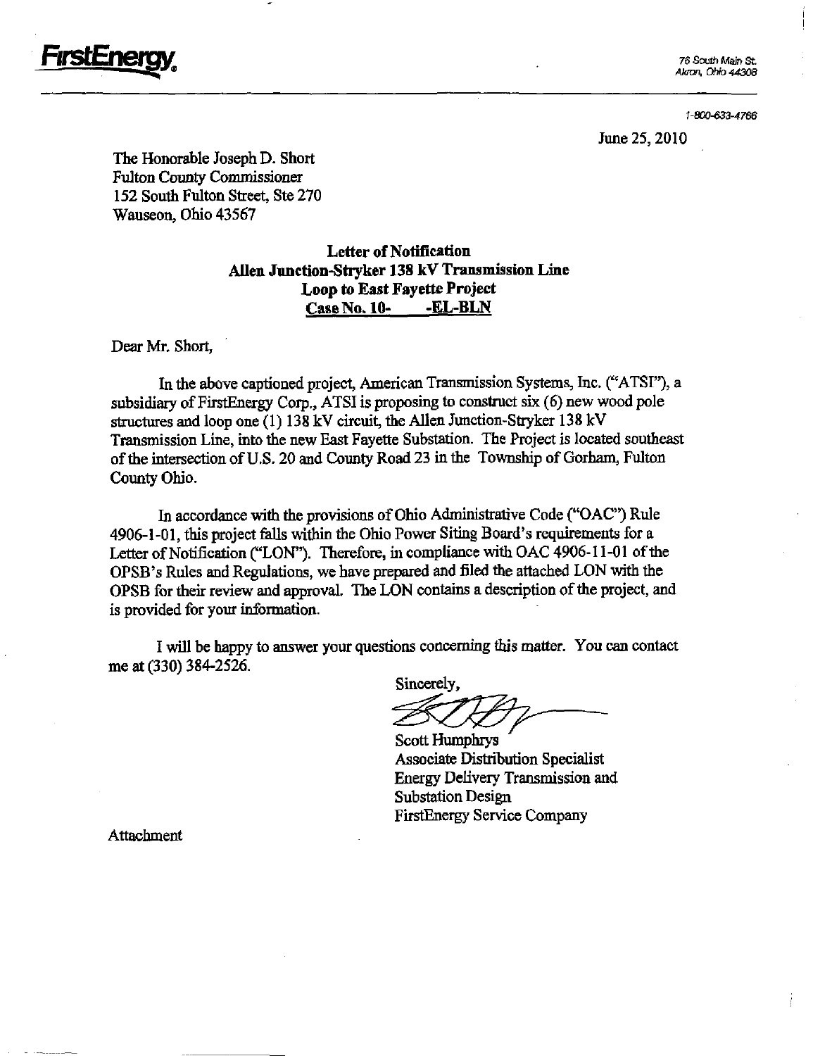**FirstEnergy**

76 South Main St.
Akron, Ohio 44308

1-800-633-4766

June 25, 2010

The Honorable Joseph D. Short
Fulton County Commissioner
152 South Fulton Street, Ste 270
Wauseon, Ohio 43567

**Letter of Notification**
**Allen Junction-Stryker 138 kV Transmission Line**
**Loop to East Fayette Project**
**Case No. 10- -EL-BLN**

Dear Mr. Short,

In the above captioned project, American Transmission Systems, Inc. ("ATSI"), a subsidiary of FirstEnergy Corp., ATSI is proposing to construct six (6) new wood pole structures and loop one (1) 138 kV circuit, the Allen Junction-Stryker 138 kV Transmission Line, into the new East Fayette Substation. The Project is located southeast of the intersection of U.S. 20 and County Road 23 in the Township of Gorham, Fulton County Ohio.

In accordance with the provisions of Ohio Administrative Code ("OAC") Rule 4906-1-01, this project falls within the Ohio Power Siting Board's requirements for a Letter of Notification ("LON"). Therefore, in compliance with OAC 4906-11-01 of the OPSB's Rules and Regulations, we have prepared and filed the attached LON with the OPSB for their review and approval. The LON contains a description of the project, and is provided for your information.

I will be happy to answer your questions concerning this matter. You can contact me at (330) 384-2526.

Sincerely,

Scott Humphrys
Associate Distribution Specialist
Energy Delivery Transmission and Substation Design
FirstEnergy Service Company

Attachment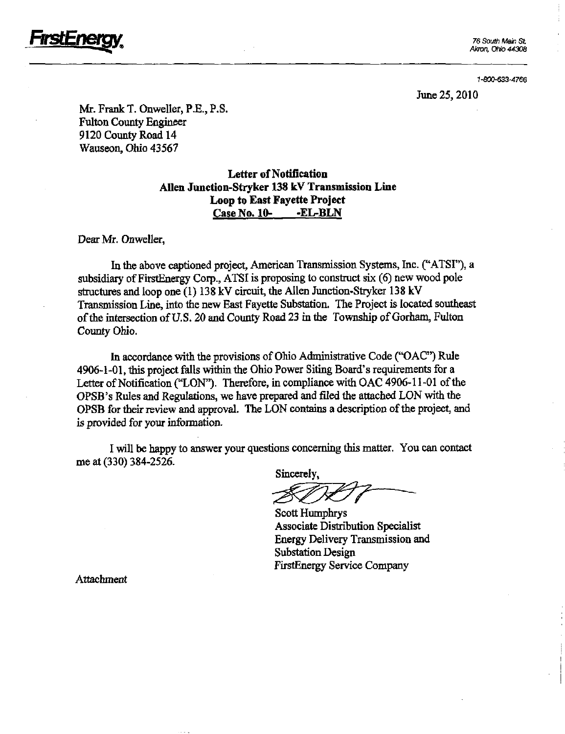**FirstEnergy**

76 South Main St.
Akron, Ohio 44308

1-800-633-4766

June 25, 2010

Mr. Frank T. Onweller, P.E., P.S.
Fulton County Engineer
9120 County Road 14
Wauseon, Ohio 43567

**Letter of Notification**
**Allen Junction-Stryker 138 kV Transmission Line**
**Loop to East Fayette Project**
**Case No. 10- -EL-BLN**

Dear Mr. Onweller,

In the above captioned project, American Transmission Systems, Inc. ("ATSI"), a subsidiary of FirstEnergy Corp., ATSI is proposing to construct six (6) new wood pole structures and loop one (1) 138 kV circuit, the Allen Junction-Stryker 138 kV Transmission Line, into the new East Fayette Substation. The Project is located southeast of the intersection of U.S. 20 and County Road 23 in the Township of Gorham, Fulton County Ohio.

In accordance with the provisions of Ohio Administrative Code ("OAC") Rule 4906-1-01, this project falls within the Ohio Power Siting Board's requirements for a Letter of Notification ("LON"). Therefore, in compliance with OAC 4906-11-01 of the OPSB's Rules and Regulations, we have prepared and filed the attached LON with the OPSB for their review and approval. The LON contains a description of the project, and is provided for your information.

I will be happy to answer your questions concerning this matter. You can contact me at (330) 384-2526.

Sincerely,

Scott Humphrys
Associate Distribution Specialist
Energy Delivery Transmission and
Substation Design
FirstEnergy Service Company

Attachment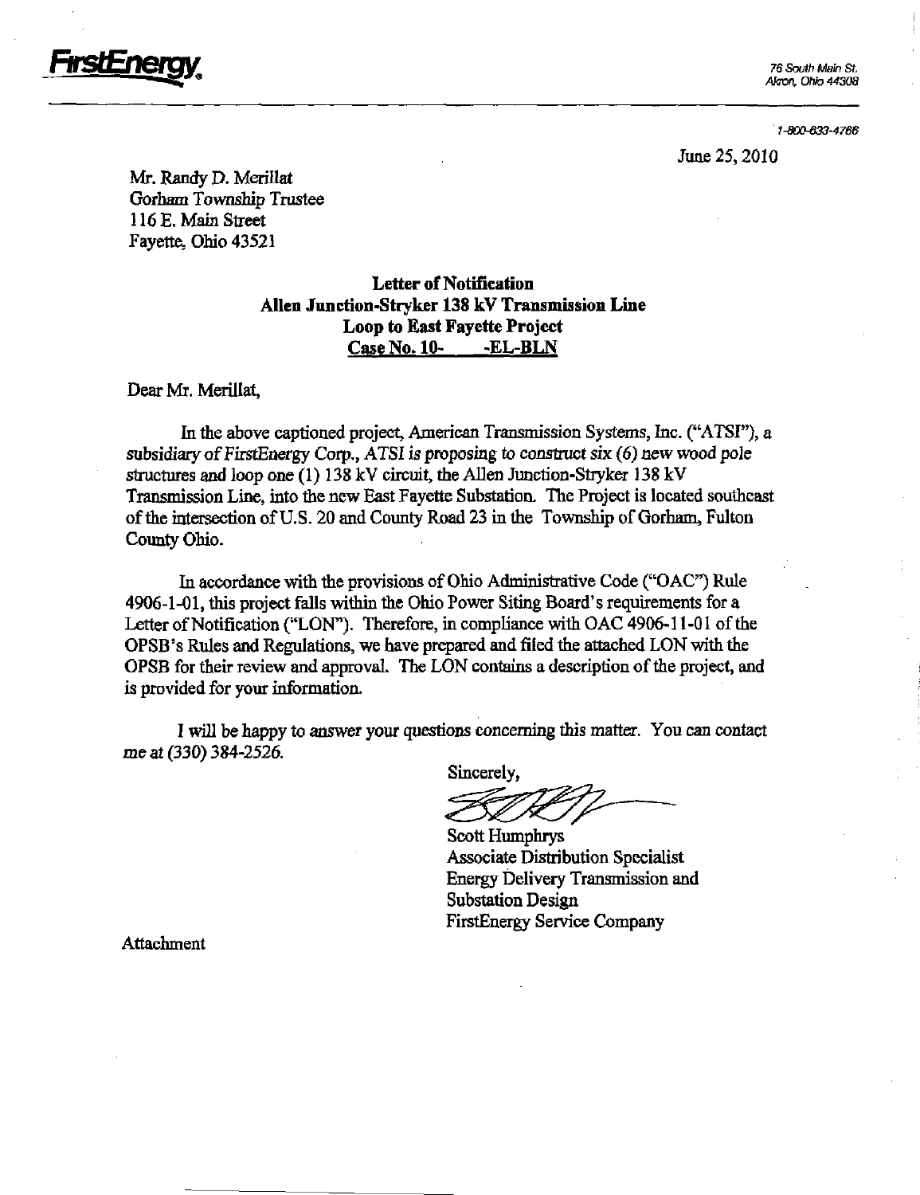**FirstEnergy.**

76 South Main St.
Akron, Ohio 44308

1-800-633-4766

June 25, 2010

Mr. Randy D. Merillat
Gorham Township Trustee
116 E. Main Street
Fayette, Ohio 43521

**Letter of Notification**
**Allen Junction-Stryker 138 kV Transmission Line**
**Loop to East Fayette Project**
**Case No. 10- -EL-BLN**

Dear Mr. Merillat,

In the above captioned project, American Transmission Systems, Inc. ("ATSI"), a subsidiary of FirstEnergy Corp., *ATSI is proposing to construct six (6)* new wood pole structures and loop one (1) 138 kV circuit, the Allen Junction-Stryker 138 kV Transmission Line, into the new East Fayette Substation. The Project is located southeast of the intersection of U.S. 20 and County Road 23 in the Township of Gorham, Fulton County Ohio.

In accordance with the provisions of Ohio Administrative Code ("OAC") Rule 4906-1-01, this project falls within the Ohio Power Siting Board's requirements for a Letter of Notification ("LON"). Therefore, in compliance with OAC 4906-11-01 of the OPSB's Rules and Regulations, we have prepared and filed the attached LON with the OPSB for their review and approval. The LON contains a description of the project, and is provided for your information.

I will be happy to answer your questions concerning this matter. You can contact me at (330) 384-2526.

Sincerely,

Scott Humphrys
Associate Distribution Specialist
Energy Delivery Transmission and Substation Design
FirstEnergy Service Company

Attachment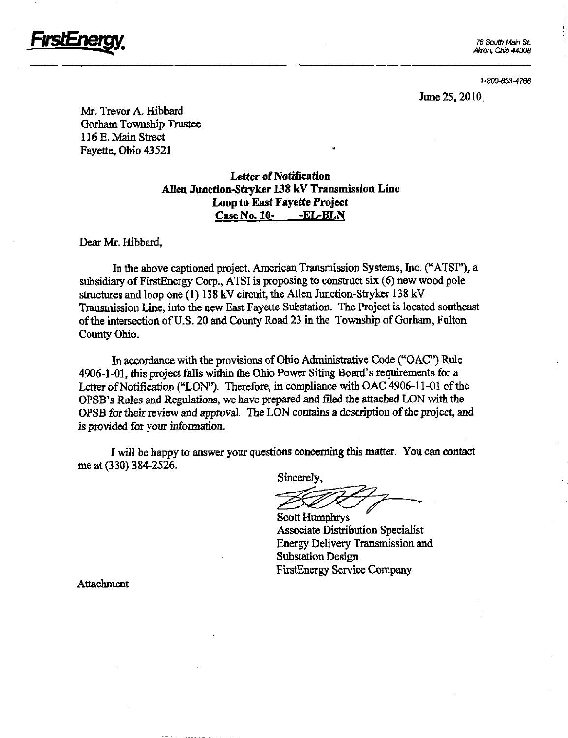**FirstEnergy.**

76 South Main St.
Akron, Ohio 44308

1-800-633-4766

June 25, 2010

Mr. Trevor A. Hibbard
Gorham Township Trustee
116 E. Main Street
Fayette, Ohio 43521

**Letter of Notification**
**Allen Junction-Stryker 138 kV Transmission Line**
**Loop to East Fayette Project**
**Case No. 10- -EL-BLN**

Dear Mr. Hibbard,

In the above captioned project, American Transmission Systems, Inc. ("ATSI"), a subsidiary of FirstEnergy Corp., ATSI is proposing to construct six (6) new wood pole structures and loop one (1) 138 kV circuit, the Allen Junction-Stryker 138 kV Transmission Line, into the new East Fayette Substation. The Project is located southeast of the intersection of U.S. 20 and County Road 23 in the Township of Gorham, Fulton County Ohio.

In accordance with the provisions of Ohio Administrative Code ("OAC") Rule 4906-1-01, this project falls within the Ohio Power Siting Board's requirements for a Letter of Notification ("LON"). Therefore, in compliance with OAC 4906-11-01 of the OPSB's Rules and Regulations, we have prepared and filed the attached LON with the OPSB for their review and approval. The LON contains a description of the project, and is provided for your information.

I will be happy to answer your questions concerning this matter. You can contact me at (330) 384-2526.

Sincerely,

Scott Humphrys
Associate Distribution Specialist
Energy Delivery Transmission and Substation Design
FirstEnergy Service Company

Attachment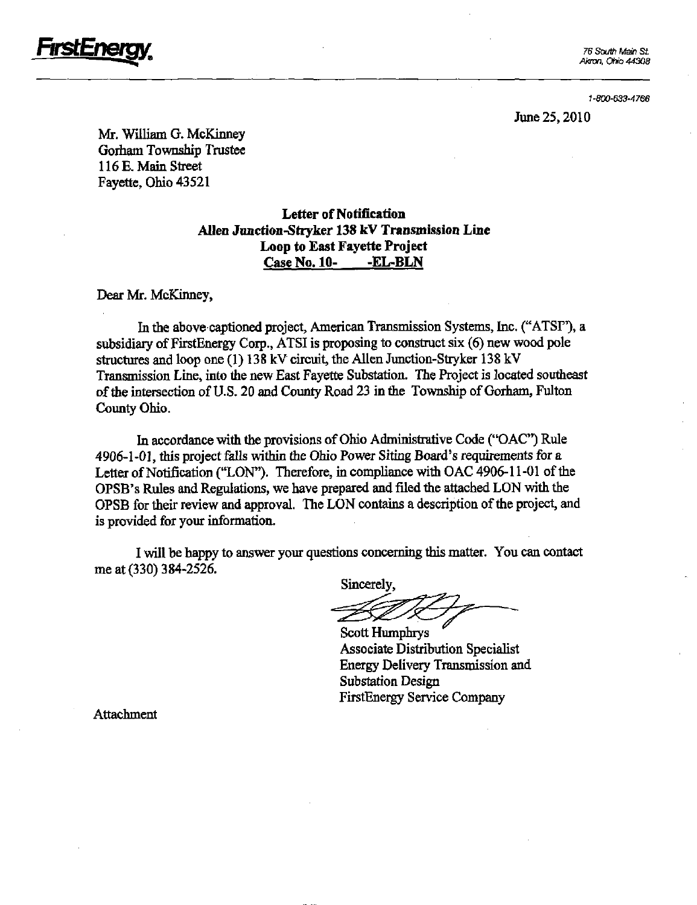**FirstEnergy.**

76 South Main St.
Akron, Ohio 44308

1-800-633-4766

June 25, 2010

Mr. William G. McKinney
Gorham Township Trustee
116 E. Main Street
Fayette, Ohio 43521

**Letter of Notification**
**Allen Junction-Stryker 138 kV Transmission Line**
**Loop to East Fayette Project**
**Case No. 10- -EL-BLN**

Dear Mr. McKinney,

In the above-captioned project, American Transmission Systems, Inc. ("ATSI"), a subsidiary of FirstEnergy Corp., ATSI is proposing to construct six (6) new wood pole structures and loop one (1) 138 kV circuit, the Allen Junction-Stryker 138 kV Transmission Line, into the new East Fayette Substation. The Project is located southeast of the intersection of U.S. 20 and County Road 23 in the Township of Gorham, Fulton County Ohio.

In accordance with the provisions of Ohio Administrative Code ("OAC") Rule 4906-1-01, this project falls within the Ohio Power Siting Board's requirements for a Letter of Notification ("LON"). Therefore, in compliance with OAC 4906-11-01 of the OPSB's Rules and Regulations, we have prepared and filed the attached LON with the OPSB for their review and approval. The LON contains a description of the project, and is provided for your information.

I will be happy to answer your questions concerning this matter. You can contact me at (330) 384-2526.

Sincerely,

Scott Humphrys
Associate Distribution Specialist
Energy Delivery Transmission and
Substation Design
FirstEnergy Service Company

Attachment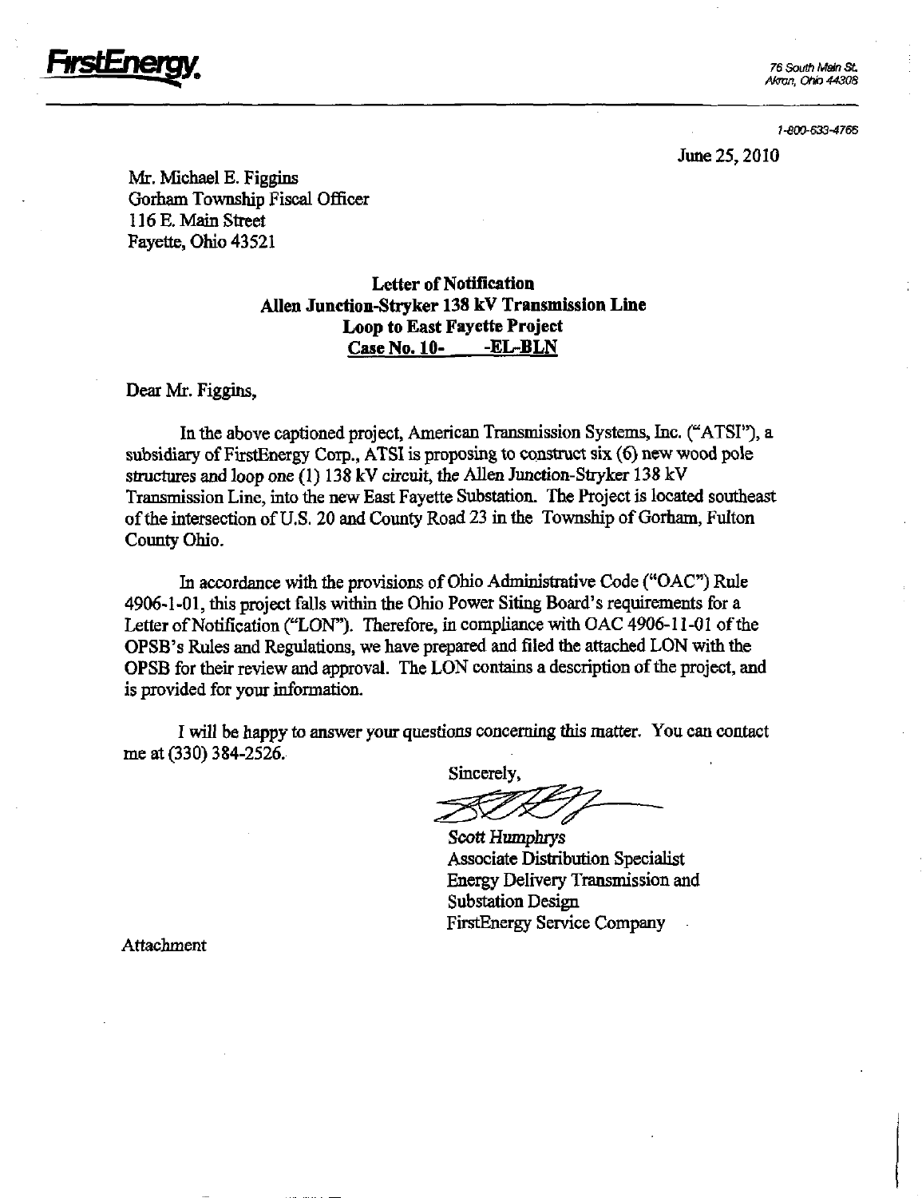**FirstEnergy.**

76 South Main St.
Akron, Ohio 44308

1-800-633-4766

June 25, 2010

Mr. Michael E. Figgins
Gorham Township Fiscal Officer
116 E. Main Street
Fayette, Ohio 43521

**Letter of Notification**
**Allen Junction-Stryker 138 kV Transmission Line**
**Loop to East Fayette Project**
**Case No. 10-\_\_\_\_-EL-BLN**

Dear Mr. Figgins,

In the above captioned project, American Transmission Systems, Inc. ("ATSI"), a subsidiary of FirstEnergy Corp., ATSI is proposing to construct six (6) new wood pole structures and loop one (1) 138 kV circuit, the Allen Junction-Stryker 138 kV Transmission Line, into the new East Fayette Substation. The Project is located southeast of the intersection of U.S. 20 and County Road 23 in the Township of Gorham, Fulton County Ohio.

In accordance with the provisions of Ohio Administrative Code ("OAC") Rule 4906-1-01, this project falls within the Ohio Power Siting Board's requirements for a Letter of Notification ("LON"). Therefore, in compliance with OAC 4906-11-01 of the OPSB's Rules and Regulations, we have prepared and filed the attached LON with the OPSB for their review and approval. The LON contains a description of the project, and is provided for your information.

I will be happy to answer your questions concerning this matter. You can contact me at (330) 384-2526.

Sincerely,

Scott Humphrys
Associate Distribution Specialist
Energy Delivery Transmission and Substation Design
FirstEnergy Service Company

Attachment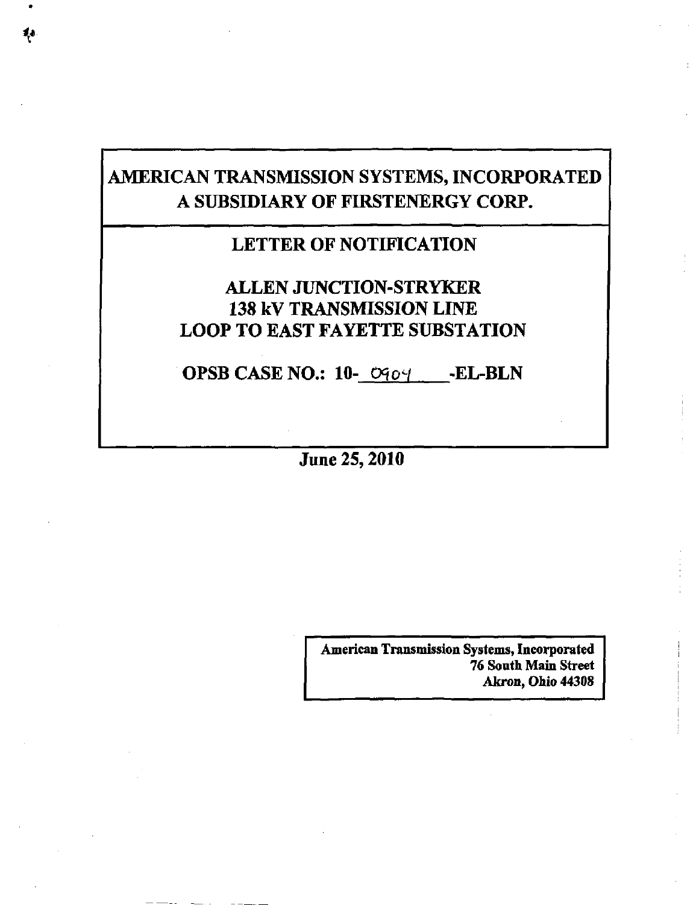# AMERICAN TRANSMISSION SYSTEMS, INCORPORATED
# A SUBSIDIARY OF FIRSTENERGY CORP.

## LETTER OF NOTIFICATION

## ALLEN JUNCTION-STRYKER
## 138 kV TRANSMISSION LINE
## LOOP TO EAST FAYETTE SUBSTATION

**OPSB CASE NO.: 10-0904-EL-BLN**

**June 25, 2010**

**American Transmission Systems, Incorporated**
**76 South Main Street**
**Akron, Ohio 44308**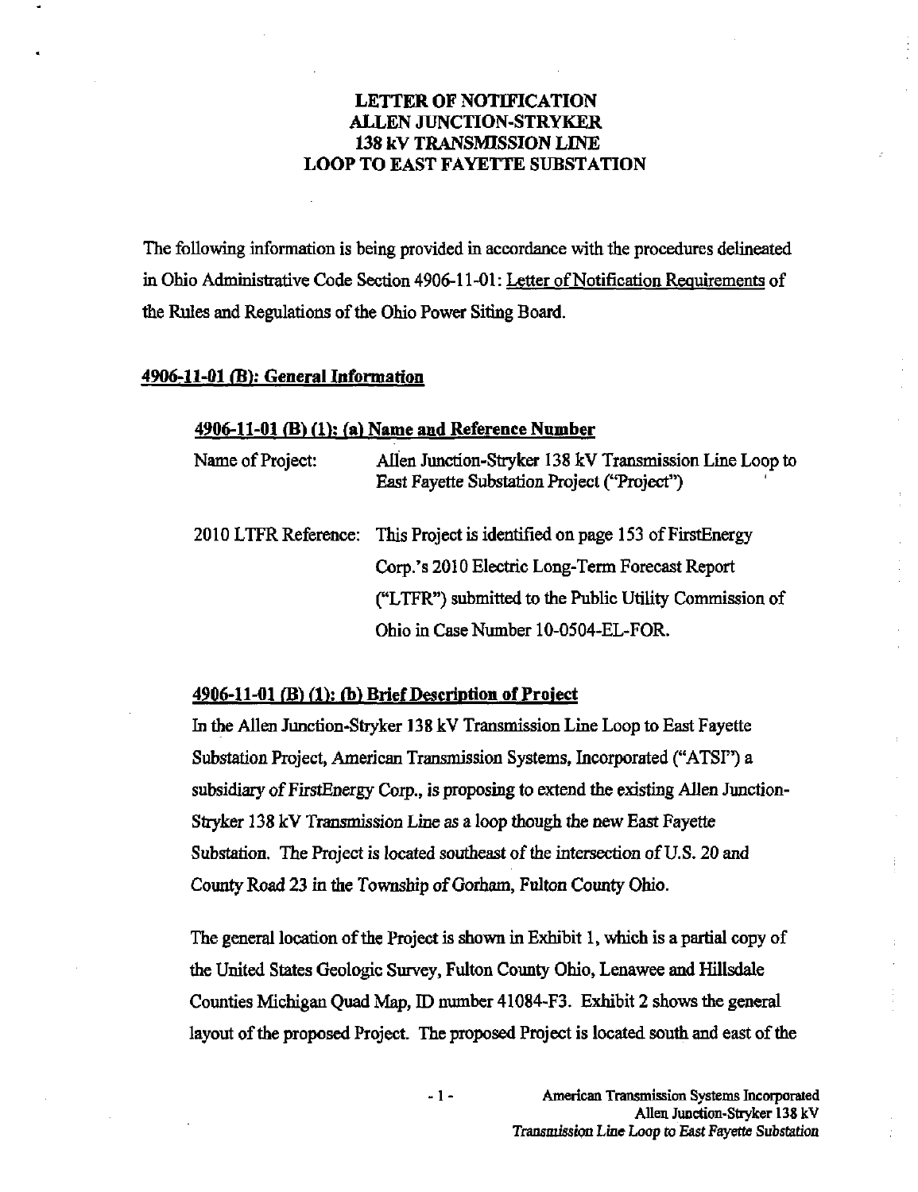# LETTER OF NOTIFICATION ALLEN JUNCTION-STRYKER 138 kV TRANSMISSION LINE LOOP TO EAST FAYETTE SUBSTATION

The following information is being provided in accordance with the procedures delineated in Ohio Administrative Code Section 4906-11-01: Letter of Notification Requirements of the Rules and Regulations of the Ohio Power Siting Board.

## 4906-11-01 (B): General Information

### 4906-11-01 (B) (1): (a) Name and Reference Number

| | |
|---|---|
| Name of Project: | Allen Junction-Stryker 138 kV Transmission Line Loop to East Fayette Substation Project ("Project") |
| 2010 LTFR Reference: | This Project is identified on page 153 of FirstEnergy Corp.'s 2010 Electric Long-Term Forecast Report ("LTFR") submitted to the Public Utility Commission of Ohio in Case Number 10-0504-EL-FOR. |

### 4906-11-01 (B) (1): (b) Brief Description of Project

In the Allen Junction-Stryker 138 kV Transmission Line Loop to East Fayette Substation Project, American Transmission Systems, Incorporated ("ATSI") a subsidiary of FirstEnergy Corp., is proposing to extend the existing Allen Junction-Stryker 138 kV Transmission Line as a loop though the new East Fayette Substation. The Project is located southeast of the intersection of U.S. 20 and County Road 23 in the Township of Gorham, Fulton County Ohio.

The general location of the Project is shown in Exhibit 1, which is a partial copy of the United States Geologic Survey, Fulton County Ohio, Lenawee and Hillsdale Counties Michigan Quad Map, ID number 41084-F3. Exhibit 2 shows the general layout of the proposed Project. The proposed Project is located south and east of the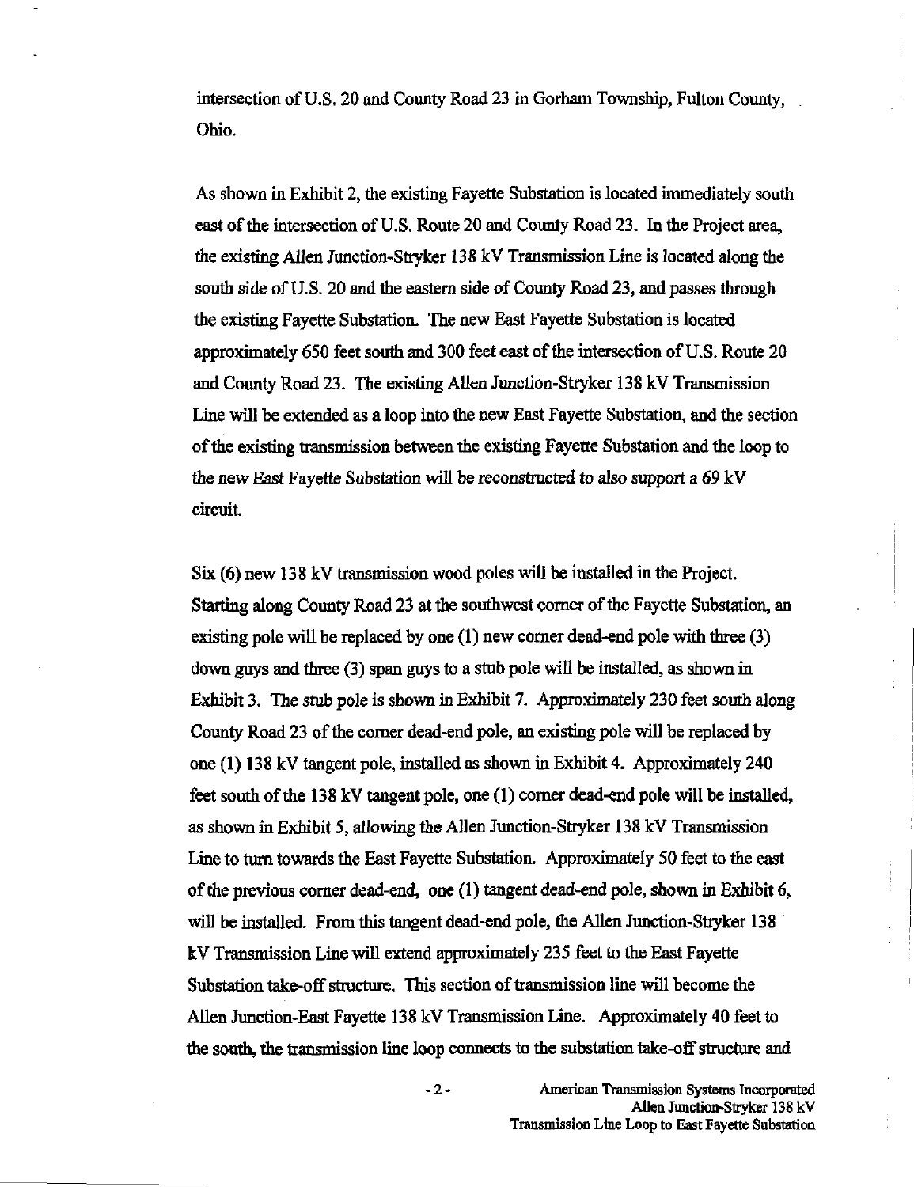intersection of U.S. 20 and County Road 23 in Gorham Township, Fulton County, Ohio.

As shown in Exhibit 2, the existing Fayette Substation is located immediately south east of the intersection of U.S. Route 20 and County Road 23. In the Project area, the existing Allen Junction-Stryker 138 kV Transmission Line is located along the south side of U.S. 20 and the eastern side of County Road 23, and passes through the existing Fayette Substation. The new East Fayette Substation is located approximately 650 feet south and 300 feet east of the intersection of U.S. Route 20 and County Road 23. The existing Allen Junction-Stryker 138 kV Transmission Line will be extended as a loop into the new East Fayette Substation, and the section of the existing transmission between the existing Fayette Substation and the loop to the new East Fayette Substation will be reconstructed to also support a 69 kV circuit.

Six (6) new 138 kV transmission wood poles will be installed in the Project. Starting along County Road 23 at the southwest corner of the Fayette Substation, an existing pole will be replaced by one (1) new corner dead-end pole with three (3) down guys and three (3) span guys to a stub pole will be installed, as shown in Exhibit 3. The stub pole is shown in Exhibit 7. Approximately 230 feet south along County Road 23 of the corner dead-end pole, an existing pole will be replaced by one (1) 138 kV tangent pole, installed as shown in Exhibit 4. Approximately 240 feet south of the 138 kV tangent pole, one (1) corner dead-end pole will be installed, as shown in Exhibit 5, allowing the Allen Junction-Stryker 138 kV Transmission Line to turn towards the East Fayette Substation. Approximately 50 feet to the east of the previous corner dead-end, one (1) tangent dead-end pole, shown in Exhibit 6, will be installed. From this tangent dead-end pole, the Allen Junction-Stryker 138 kV Transmission Line will extend approximately 235 feet to the East Fayette Substation take-off structure. This section of transmission line will become the Allen Junction-East Fayette 138 kV Transmission Line. Approximately 40 feet to the south, the transmission line loop connects to the substation take-off structure and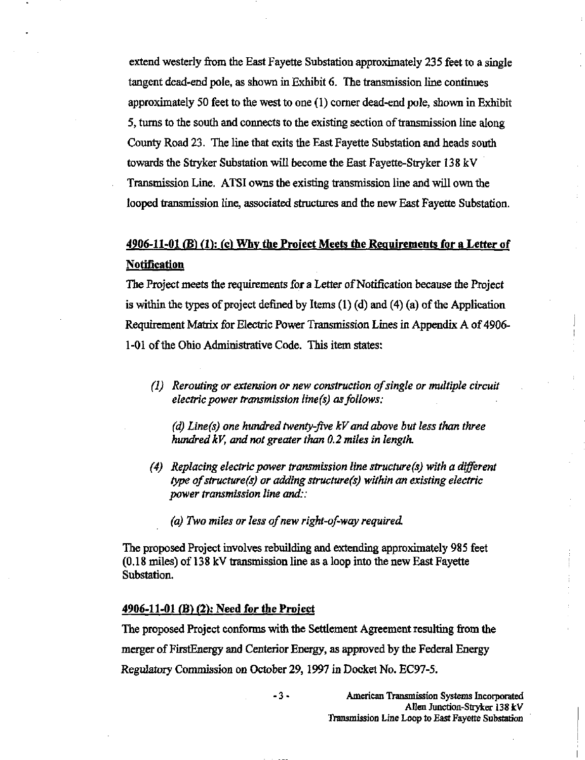extend westerly from the East Fayette Substation approximately 235 feet to a single tangent dead-end pole, as shown in Exhibit 6. The transmission line continues approximately 50 feet to the west to one (1) corner dead-end pole, shown in Exhibit 5, turns to the south and connects to the existing section of transmission line along County Road 23. The line that exits the East Fayette Substation and heads south towards the Stryker Substation will become the East Fayette-Stryker 138 kV Transmission Line. ATSI owns the existing transmission line and will own the looped transmission line, associated structures and the new East Fayette Substation.

## 4906-11-01 (B) (1): (c) Why the Project Meets the Requirements for a Letter of Notification

The Project meets the requirements for a Letter of Notification because the Project is within the types of project defined by Items (1) (d) and (4) (a) of the Application Requirement Matrix for Electric Power Transmission Lines in Appendix A of 4906-1-01 of the Ohio Administrative Code. This item states:

> *(1) Rerouting or extension or new construction of single or multiple circuit electric power transmission line(s) as follows:*
>
> *(d) Line(s) one hundred twenty-five kV and above but less than three hundred kV, and not greater than 0.2 miles in length.*
>
> *(4) Replacing electric power transmission line structure(s) with a different type of structure(s) or adding structure(s) within an existing electric power transmission line and::*
>
> *(a) Two miles or less of new right-of-way required.*

The proposed Project involves rebuilding and extending approximately 985 feet (0.18 miles) of 138 kV transmission line as a loop into the new East Fayette Substation.

## 4906-11-01 (B) (2): Need for the Project

The proposed Project conforms with the Settlement Agreement resulting from the merger of FirstEnergy and Centerior Energy, as approved by the Federal Energy Regulatory Commission on October 29, 1997 in Docket No. EC97-5.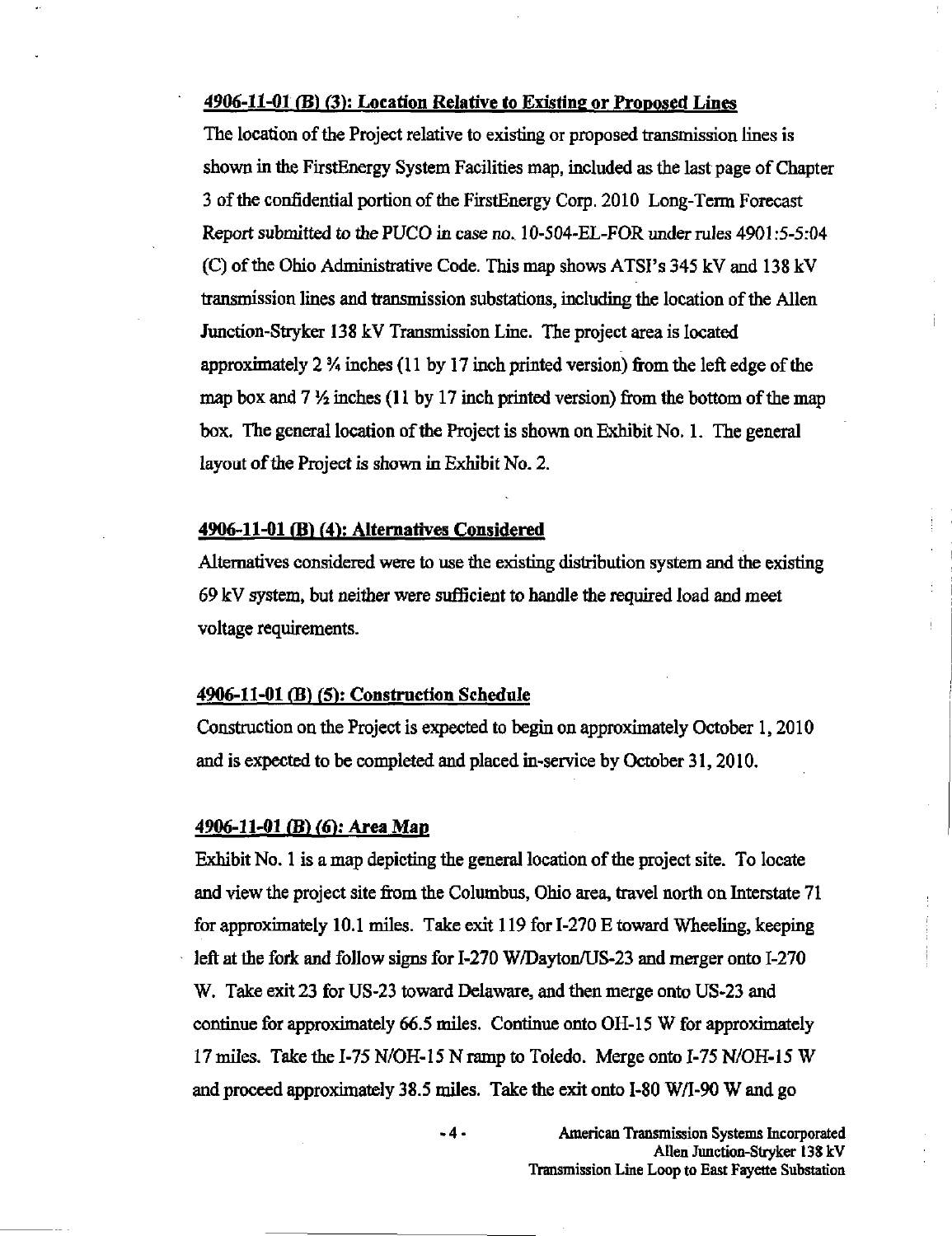## 4906-11-01 (B) (3): Location Relative to Existing or Proposed Lines

The location of the Project relative to existing or proposed transmission lines is shown in the FirstEnergy System Facilities map, included as the last page of Chapter 3 of the confidential portion of the FirstEnergy Corp. 2010 Long-Term Forecast Report submitted to the PUCO in case no. 10-504-EL-FOR under rules 4901:5-5:04 (C) of the Ohio Administrative Code. This map shows ATSI's 345 kV and 138 kV transmission lines and transmission substations, including the location of the Allen Junction-Stryker 138 kV Transmission Line. The project area is located approximately 2 ¾ inches (11 by 17 inch printed version) from the left edge of the map box and 7 ½ inches (11 by 17 inch printed version) from the bottom of the map box. The general location of the Project is shown on Exhibit No. 1. The general layout of the Project is shown in Exhibit No. 2.

## 4906-11-01 (B) (4): Alternatives Considered

Alternatives considered were to use the existing distribution system and the existing 69 kV system, but neither were sufficient to handle the required load and meet voltage requirements.

## 4906-11-01 (B) (5): Construction Schedule

Construction on the Project is expected to begin on approximately October 1, 2010 and is expected to be completed and placed in-service by October 31, 2010.

## 4906-11-01 (B) (6): Area Map

Exhibit No. 1 is a map depicting the general location of the project site. To locate and view the project site from the Columbus, Ohio area, travel north on Interstate 71 for approximately 10.1 miles. Take exit 119 for I-270 E toward Wheeling, keeping left at the fork and follow signs for I-270 W/Dayton/US-23 and merger onto I-270 W. Take exit 23 for US-23 toward Delaware, and then merge onto US-23 and continue for approximately 66.5 miles. Continue onto OH-15 W for approximately 17 miles. Take the I-75 N/OH-15 N ramp to Toledo. Merge onto I-75 N/OH-15 W and proceed approximately 38.5 miles. Take the exit onto I-80 W/I-90 W and go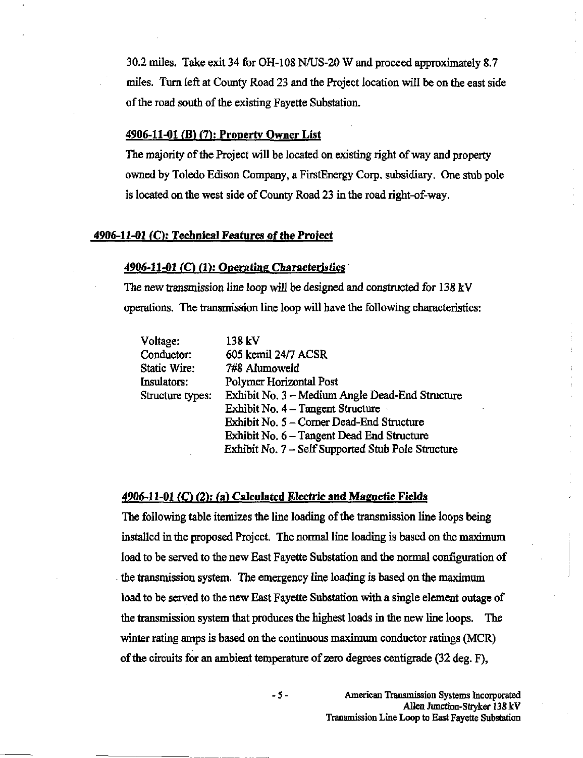30.2 miles. Take exit 34 for OH-108 N/US-20 W and proceed approximately 8.7 miles. Turn left at County Road 23 and the Project location will be on the east side of the road south of the existing Fayette Substation.

### 4906-11-01 (B) (7): Property Owner List

The majority of the Project will be located on existing right of way and property owned by Toledo Edison Company, a FirstEnergy Corp. subsidiary. One stub pole is located on the west side of County Road 23 in the road right-of-way.

## 4906-11-01 (C): Technical Features of the Project

### 4906-11-01 (C) (1): Operating Characteristics

The new transmission line loop will be designed and constructed for 138 kV operations. The transmission line loop will have the following characteristics:

| | |
|---|---|
| Voltage: | 138 kV |
| Conductor: | 605 kcmil 24/7 ACSR |
| Static Wire: | 7#8 Alumoweld |
| Insulators: | Polymer Horizontal Post |
| Structure types: | Exhibit No. 3 – Medium Angle Dead-End Structure |
| | Exhibit No. 4 – Tangent Structure |
| | Exhibit No. 5 – Corner Dead-End Structure |
| | Exhibit No. 6 – Tangent Dead End Structure |
| | Exhibit No. 7 – Self Supported Stub Pole Structure |

### 4906-11-01 (C) (2): (a) Calculated Electric and Magnetic Fields

The following table itemizes the line loading of the transmission line loops being installed in the proposed Project. The normal line loading is based on the maximum load to be served to the new East Fayette Substation and the normal configuration of the transmission system. The emergency line loading is based on the maximum load to be served to the new East Fayette Substation with a single element outage of the transmission system that produces the highest loads in the new line loops. The winter rating amps is based on the continuous maximum conductor ratings (MCR) of the circuits for an ambient temperature of zero degrees centigrade (32 deg. F),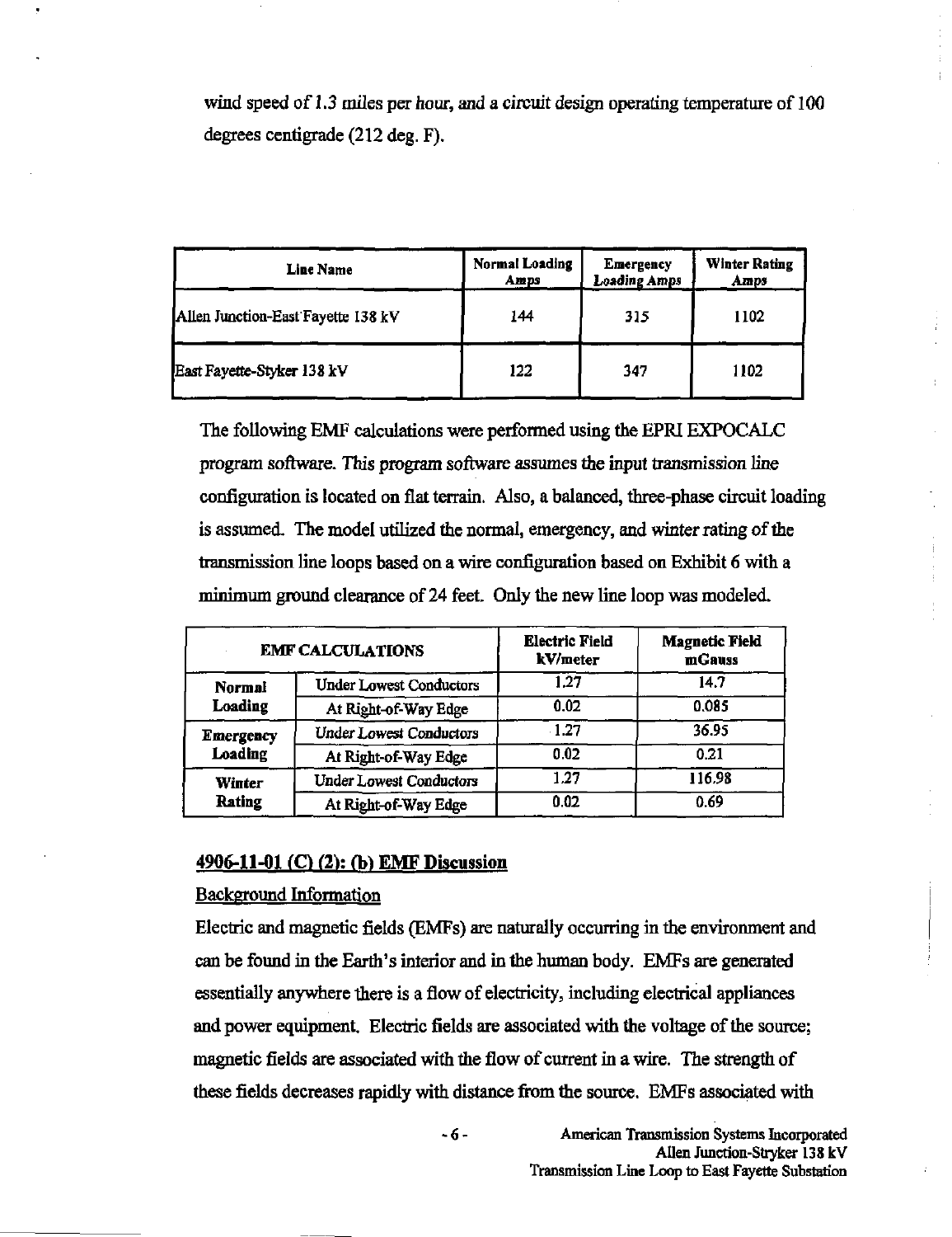wind speed of 1.3 miles per hour, and a circuit design operating temperature of 100 degrees centigrade (212 deg. F).

| Line Name | Normal Loading Amps | Emergency Loading Amps | Winter Rating Amps |
|---|---|---|---|
| Allen Junction-East Fayette 138 kV | 144 | 315 | 1102 |
| East Fayette-Styker 138 kV | 122 | 347 | 1102 |

The following EMF calculations were performed using the EPRI EXPOCALC program software. This program software assumes the input transmission line configuration is located on flat terrain. Also, a balanced, three-phase circuit loading is assumed. The model utilized the normal, emergency, and winter rating of the transmission line loops based on a wire configuration based on Exhibit 6 with a minimum ground clearance of 24 feet. Only the new line loop was modeled.

| EMF CALCULATIONS | | Electric Field kV/meter | Magnetic Field mGauss |
|---|---|---|---|
| Normal Loading | Under Lowest Conductors | 1.27 | 14.7 |
| | At Right-of-Way Edge | 0.02 | 0.085 |
| Emergency Loading | Under Lowest Conductors | 1.27 | 36.95 |
| | At Right-of-Way Edge | 0.02 | 0.21 |
| Winter Rating | Under Lowest Conductors | 1.27 | 116.98 |
| | At Right-of-Way Edge | 0.02 | 0.69 |

## 4906-11-01 (C) (2): (b) EMF Discussion

Background Information

Electric and magnetic fields (EMFs) are naturally occurring in the environment and can be found in the Earth's interior and in the human body. EMFs are generated essentially anywhere there is a flow of electricity, including electrical appliances and power equipment. Electric fields are associated with the voltage of the source; magnetic fields are associated with the flow of current in a wire. The strength of these fields decreases rapidly with distance from the source. EMFs associated with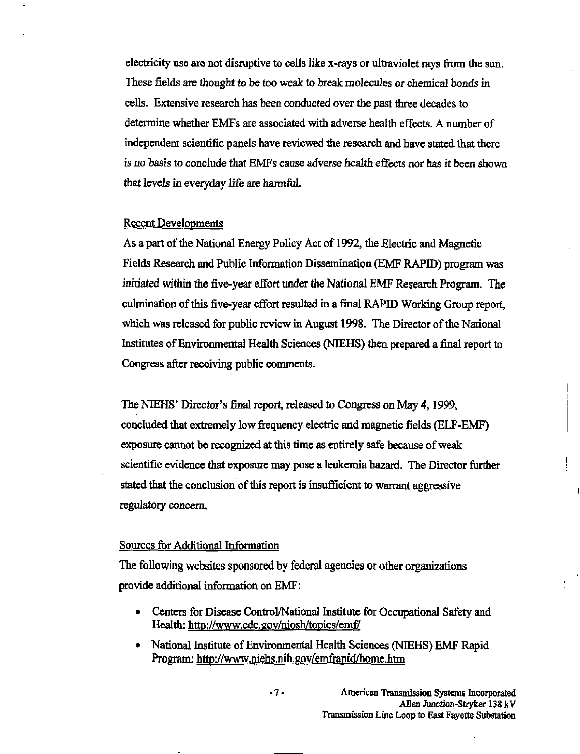electricity use are not disruptive to cells like x-rays or ultraviolet rays from the sun. These fields are thought to be too weak to break molecules or chemical bonds in cells. Extensive research has been conducted over the past three decades to determine whether EMFs are associated with adverse health effects. A number of independent scientific panels have reviewed the research and have stated that there is no basis to conclude that EMFs cause adverse health effects nor has it been shown that levels in everyday life are harmful.

Recent Developments

As a part of the National Energy Policy Act of 1992, the Electric and Magnetic Fields Research and Public Information Dissemination (EMF RAPID) program was initiated within the five-year effort under the National EMF Research Program. The culmination of this five-year effort resulted in a final RAPID Working Group report, which was released for public review in August 1998. The Director of the National Institutes of Environmental Health Sciences (NIEHS) then prepared a final report to Congress after receiving public comments.

The NIEHS' Director's final report, released to Congress on May 4, 1999, concluded that extremely low frequency electric and magnetic fields (ELF-EMF) exposure cannot be recognized at this time as entirely safe because of weak scientific evidence that exposure may pose a leukemia hazard. The Director further stated that the conclusion of this report is insufficient to warrant aggressive regulatory concern.

Sources for Additional Information

The following websites sponsored by federal agencies or other organizations provide additional information on EMF:

- Centers for Disease Control/National Institute for Occupational Safety and Health: http://www.cdc.gov/niosh/topics/emf/
- National Institute of Environmental Health Sciences (NIEHS) EMF Rapid Program: http://www.niehs.nih.gov/emfrapid/home.htm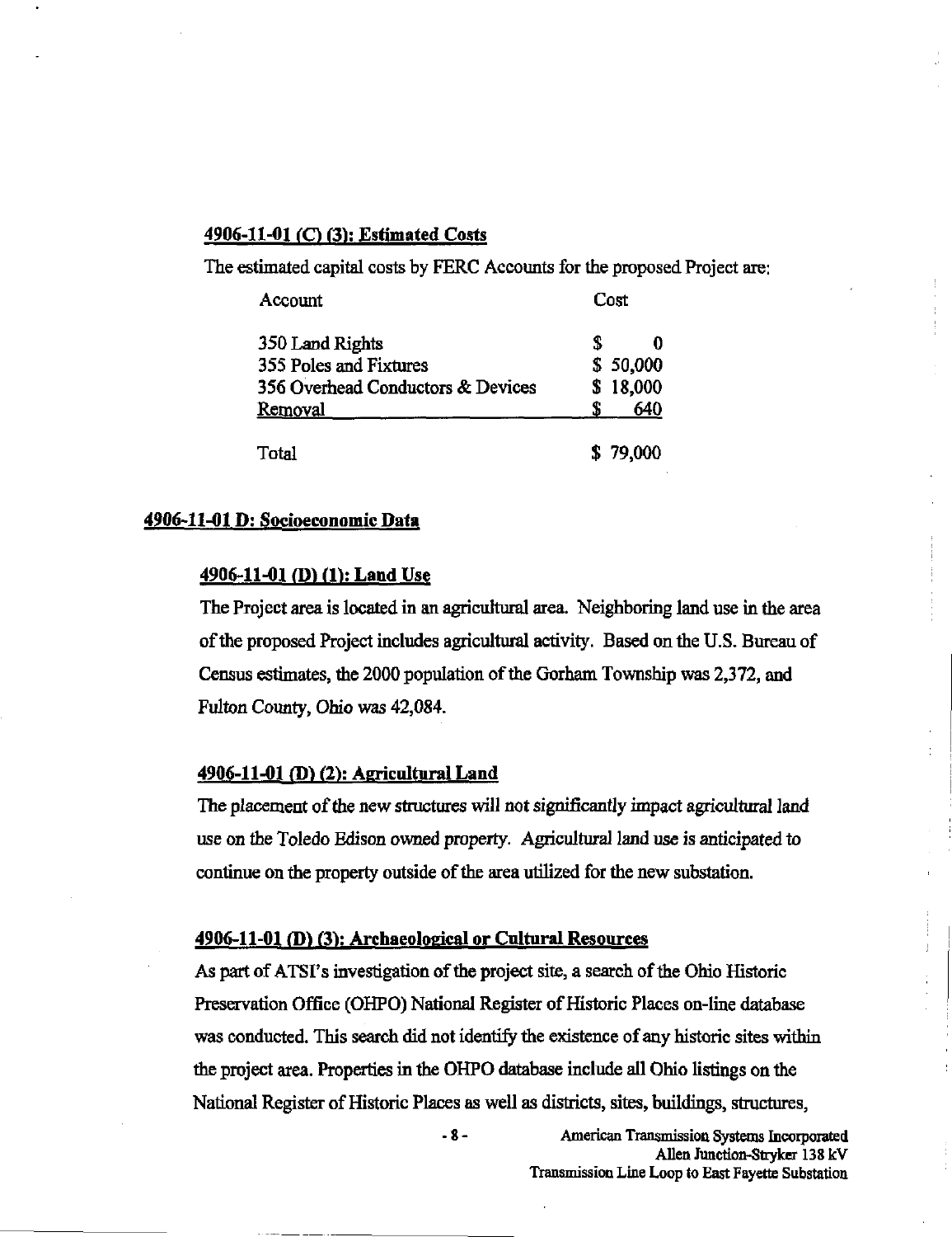#### 4906-11-01 (C) (3): Estimated Costs

The estimated capital costs by FERC Accounts for the proposed Project are:

| Account | Cost |
|---|---|
| 350 Land Rights | $ 0 |
| 355 Poles and Fixtures | $ 50,000 |
| 356 Overhead Conductors & Devices | $ 18,000 |
| Removal | $ 640 |
| Total | $ 79,000 |

### 4906-11-01 D: Socioeconomic Data

#### 4906-11-01 (D) (1): Land Use

The Project area is located in an agricultural area. Neighboring land use in the area of the proposed Project includes agricultural activity. Based on the U.S. Bureau of Census estimates, the 2000 population of the Gorham Township was 2,372, and Fulton County, Ohio was 42,084.

#### 4906-11-01 (D) (2): Agricultural Land

The placement of the new structures will not significantly impact agricultural land use on the Toledo Edison owned property. Agricultural land use is anticipated to continue on the property outside of the area utilized for the new substation.

#### 4906-11-01 (D) (3): Archaeological or Cultural Resources

As part of ATSI's investigation of the project site, a search of the Ohio Historic Preservation Office (OHPO) National Register of Historic Places on-line database was conducted. This search did not identify the existence of any historic sites within the project area. Properties in the OHPO database include all Ohio listings on the National Register of Historic Places as well as districts, sites, buildings, structures,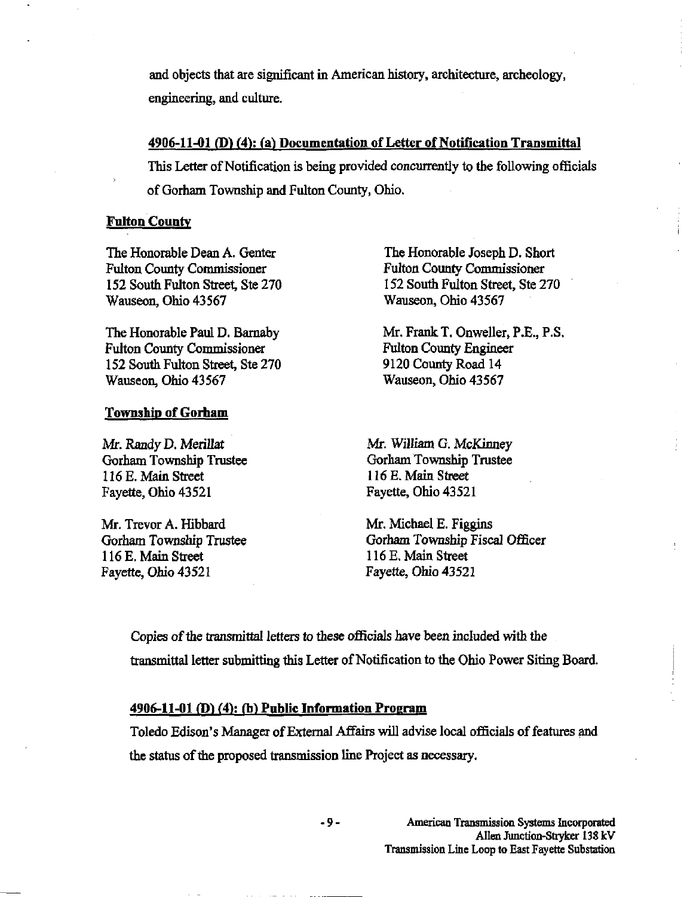and objects that are significant in American history, architecture, archeology, engineering, and culture.

## 4906-11-01 (D) (4): (a) Documentation of Letter of Notification Transmittal

This Letter of Notification is being provided concurrently to the following officials of Gorham Township and Fulton County, Ohio.

### Fulton County

The Honorable Dean A. Genter
Fulton County Commissioner
152 South Fulton Street, Ste 270
Wauseon, Ohio 43567

The Honorable Joseph D. Short
Fulton County Commissioner
152 South Fulton Street, Ste 270
Wauseon, Ohio 43567

The Honorable Paul D. Barnaby
Fulton County Commissioner
152 South Fulton Street, Ste 270
Wauseon, Ohio 43567

Mr. Frank T. Onweller, P.E., P.S.
Fulton County Engineer
9120 County Road 14
Wauseon, Ohio 43567

### Township of Gorham

Mr. Randy D. Merillat
Gorham Township Trustee
116 E. Main Street
Fayette, Ohio 43521

Mr. William G. McKinney
Gorham Township Trustee
116 E. Main Street
Fayette, Ohio 43521

Mr. Trevor A. Hibbard
Gorham Township Trustee
116 E. Main Street
Fayette, Ohio 43521

Mr. Michael E. Figgins
Gorham Township Fiscal Officer
116 E. Main Street
Fayette, Ohio 43521

Copies of the transmittal letters to these officials have been included with the transmittal letter submitting this Letter of Notification to the Ohio Power Siting Board.

## 4906-11-01 (D) (4): (b) Public Information Program

Toledo Edison's Manager of External Affairs will advise local officials of features and the status of the proposed transmission line Project as necessary.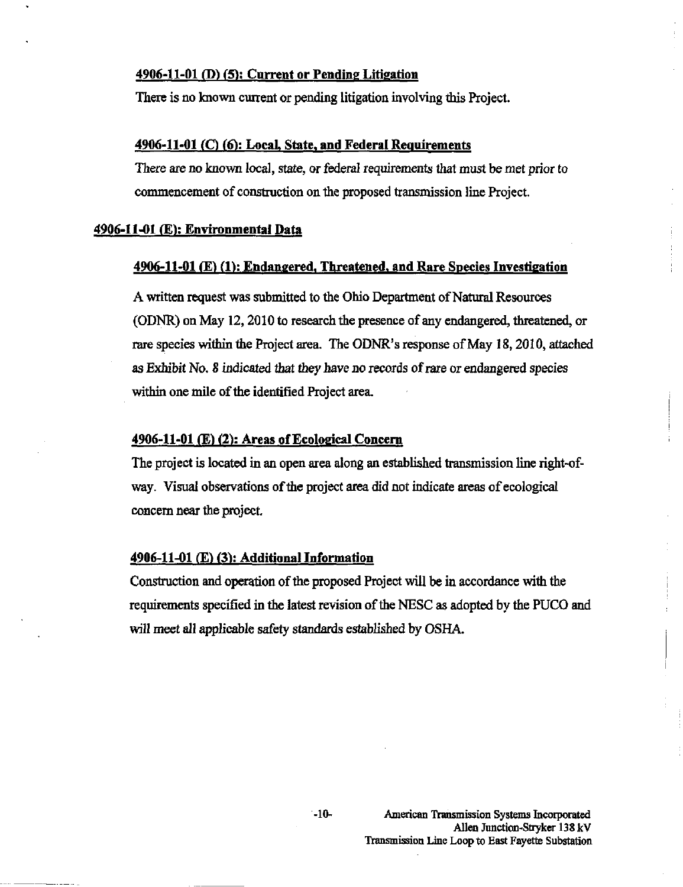### 4906-11-01 (D) (5): Current or Pending Litigation

There is no known current or pending litigation involving this Project.

### 4906-11-01 (C) (6): Local, State, and Federal Requirements

There are no known local, state, or federal requirements that must be met prior to commencement of construction on the proposed transmission line Project.

## 4906-11-01 (E): Environmental Data

### 4906-11-01 (E) (1): Endangered, Threatened, and Rare Species Investigation

A written request was submitted to the Ohio Department of Natural Resources (ODNR) on May 12, 2010 to research the presence of any endangered, threatened, or rare species within the Project area. The ODNR's response of May 18, 2010, attached as Exhibit No. 8 indicated that they have no records of rare or endangered species within one mile of the identified Project area.

### 4906-11-01 (E) (2): Areas of Ecological Concern

The project is located in an open area along an established transmission line right-of-way. Visual observations of the project area did not indicate areas of ecological concern near the project.

### 4906-11-01 (E) (3): Additional Information

Construction and operation of the proposed Project will be in accordance with the requirements specified in the latest revision of the NESC as adopted by the PUCO and will meet all applicable safety standards established by OSHA.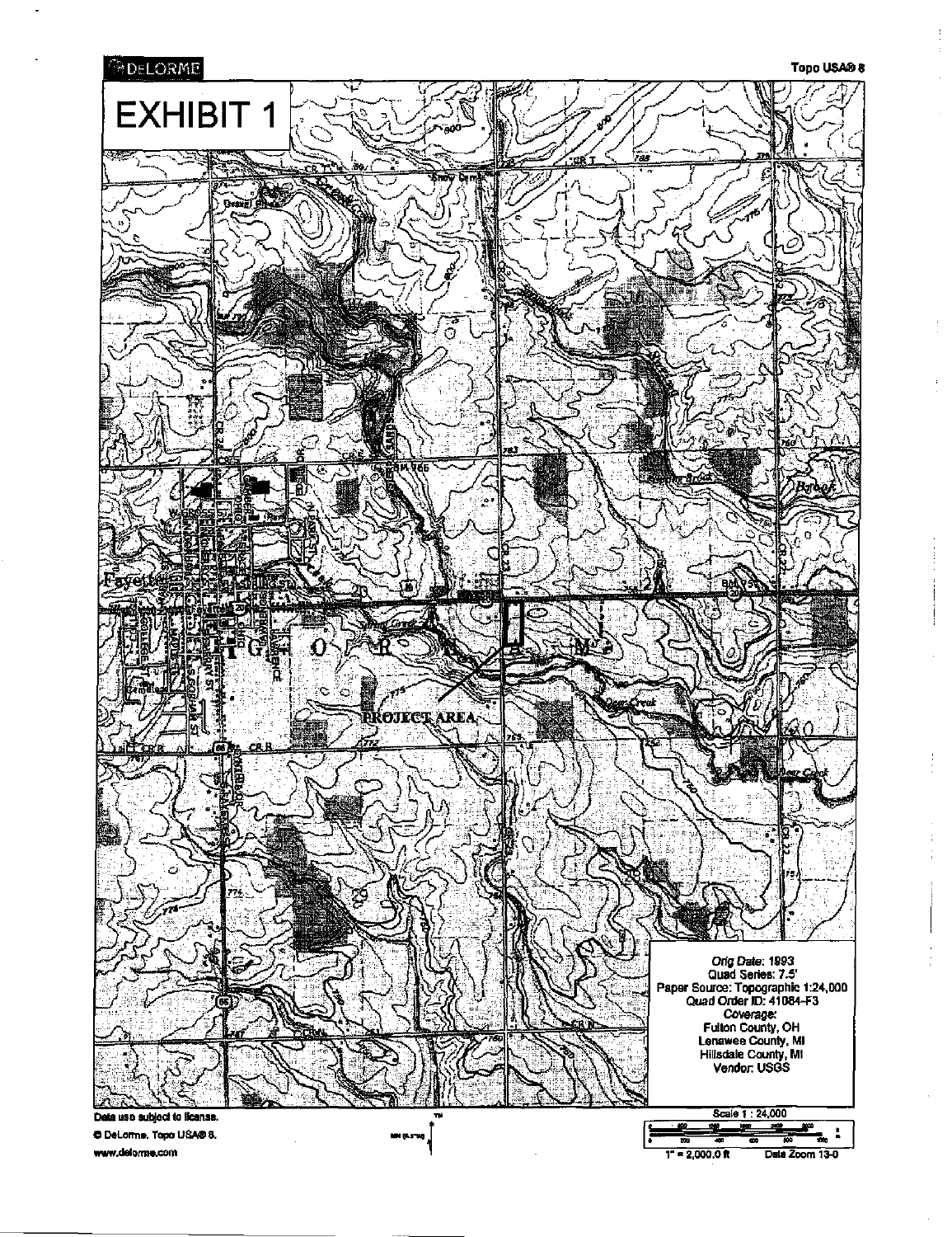DeLORME

Topo USA® 8

# EXHIBIT 1

PROJECT AREA

Orig Date: 1993
Quad Series: 7.5'
Paper Source: Topographic 1:24,000
Quad Order ID: 41084-F3
Coverage:
Fulton County, OH
Lenawee County, MI
Hillsdale County, MI
Vendor: USGS

Data use subject to license.
© DeLorme. Topo USA® 8.
www.delorme.com

Scale 1 : 24,000
1" = 2,000.0 ft
Data Zoom 13-0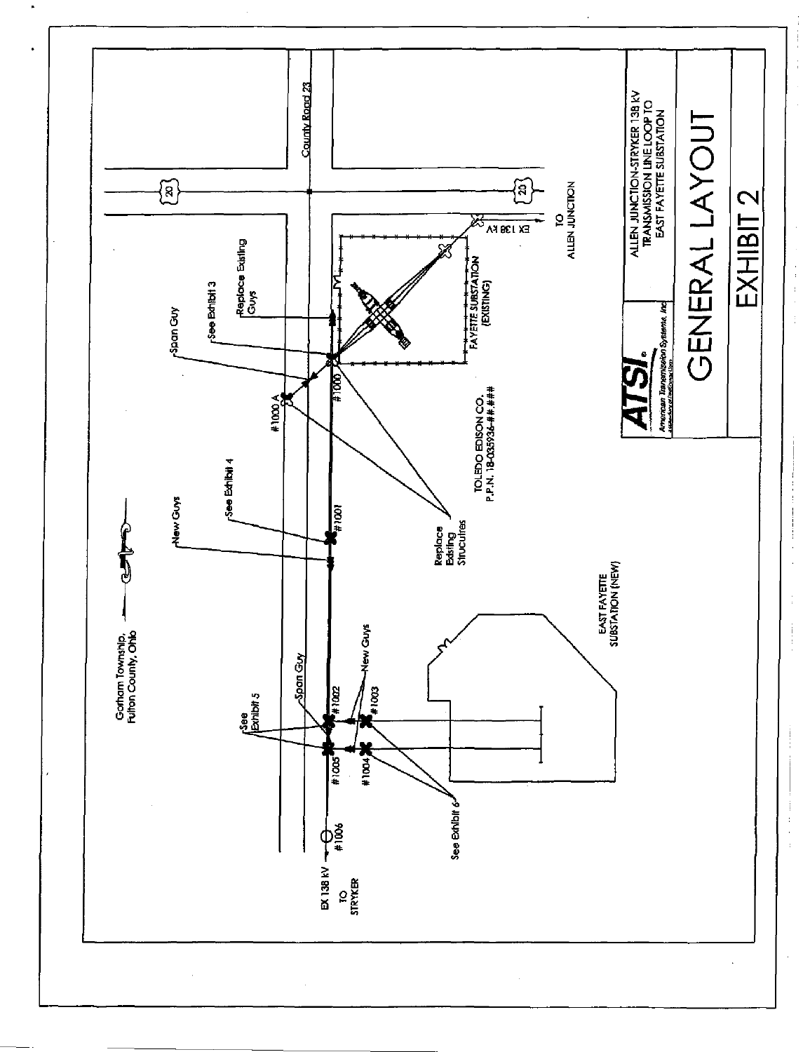# GENERAL LAYOUT

## EXHIBIT 2

ALLEN JUNCTION-STRYKER 138 kV TRANSMISSION LINE LOOP TO EAST FAYETTE SUBSTATION

ATSI — American Transmission Systems, Inc.

Gorham Township, Fulton County, Ohio

County Road 23

20

TO ALLEN JUNCTION

EX 138 kV

FAYETTE SUBSTATION (EXISTING)

Replace Existing Guys

See Exhibit 3

Span Guy

#1000

#1000 A

TOLEDO EDISON CO. P.P.N. 18-035936-##.###

Replace Existing Structures

See Exhibit 4

#1001

New Guys

EAST FAYETTE SUBSTATION (NEW)

See Exhibit 5

Span Guy

#1002

#1003

New Guys

#1005

#1004

See Exhibit 6

#1006

EX 138 kV

TO STRYKER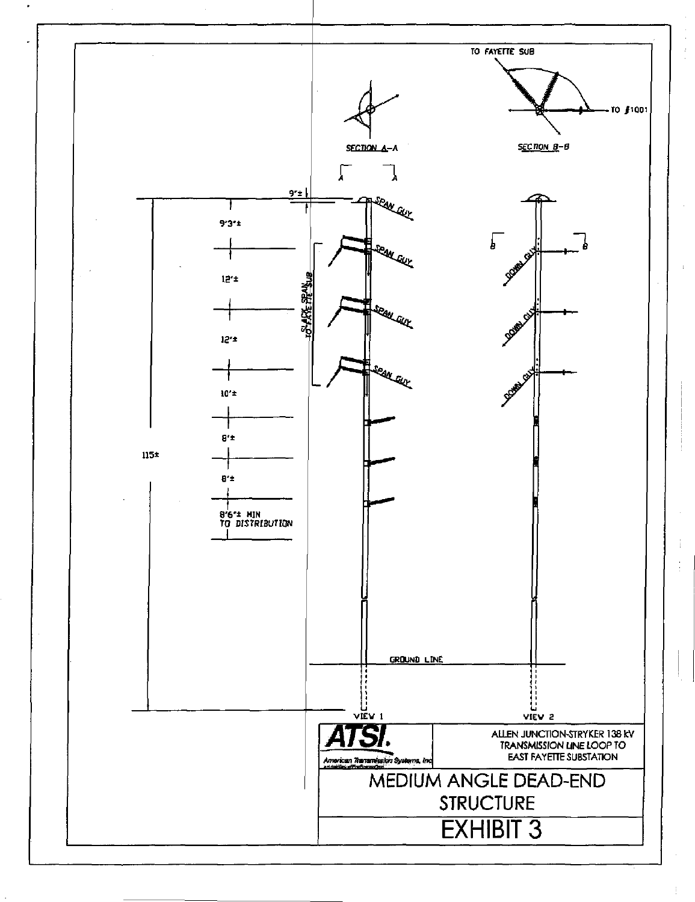TO FAYETTE SUB

TO #1001

SECTION A–A

SECTION B–B

9"±

SPAN GUY

9'3"±

12'±

12'±

10'±

8'±

8'±

8'6"± MIN
TO DISTRIBUTION

115±

SLACK SPAN TO FAYETTE SUB

SPAN GUY

SPAN GUY

SPAN GUY

DOWN GUY

DOWN GUY

DOWN GUY

GROUND LINE

VIEW 1

VIEW 2

**ATSI.** American Transmission Systems, Inc

ALLEN JUNCTION-STRYKER 138 kV
TRANSMISSION LINE LOOP TO
EAST FAYETTE SUBSTATION

# MEDIUM ANGLE DEAD-END STRUCTURE

# EXHIBIT 3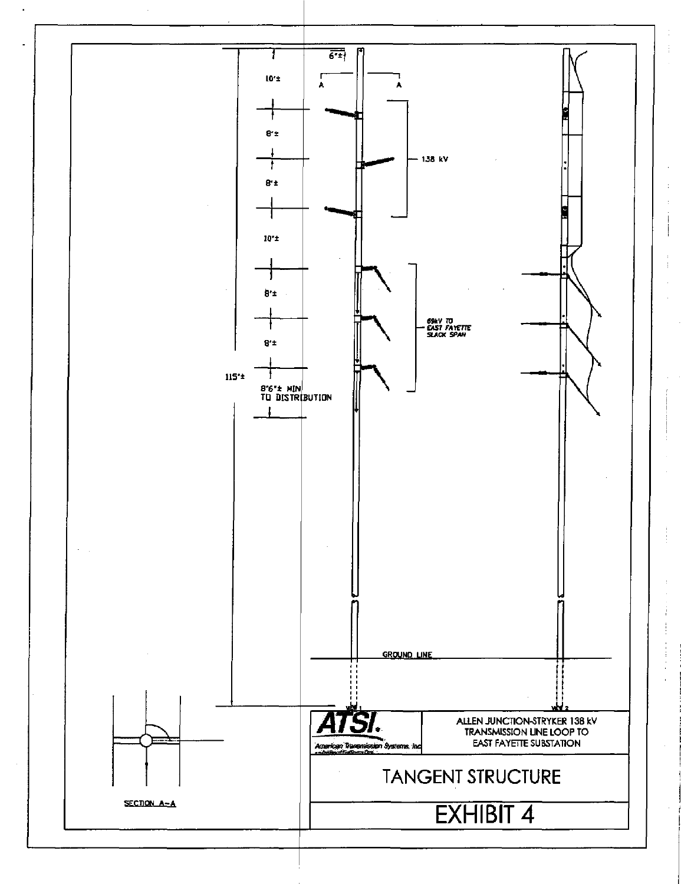6"±

10'±

A A

8'±

138 kV

8'±

10'±

8'±

69kV TO EAST FAYETTE SLACK SPAN

8'±

115'±

8'6"± MIN TO DISTRIBUTION

GROUND LINE

VIEW 1

VIEW 2

SECTION A-A

ATSI. American Transmission Systems, Inc

ALLEN JUNCTION-STRYKER 138 kV TRANSMISSION LINE LOOP TO EAST FAYETTE SUBSTATION

# TANGENT STRUCTURE

# EXHIBIT 4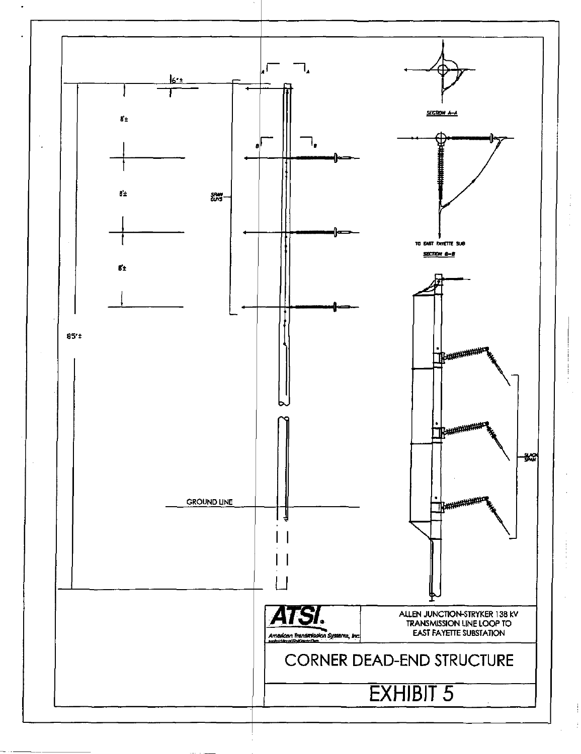6'±

8'±

8'±

8'±

85'±

SPAN GUYS

GROUND LINE

SECTION A–A

TO EAST FAYETTE SUB

SECTION B–B

SLACK SPAN

ATSI

American Transmission Systems, Inc.

ALLEN JUNCTION-STRYKER 138 kV TRANSMISSION LINE LOOP TO EAST FAYETTE SUBSTATION

# CORNER DEAD-END STRUCTURE

# EXHIBIT 5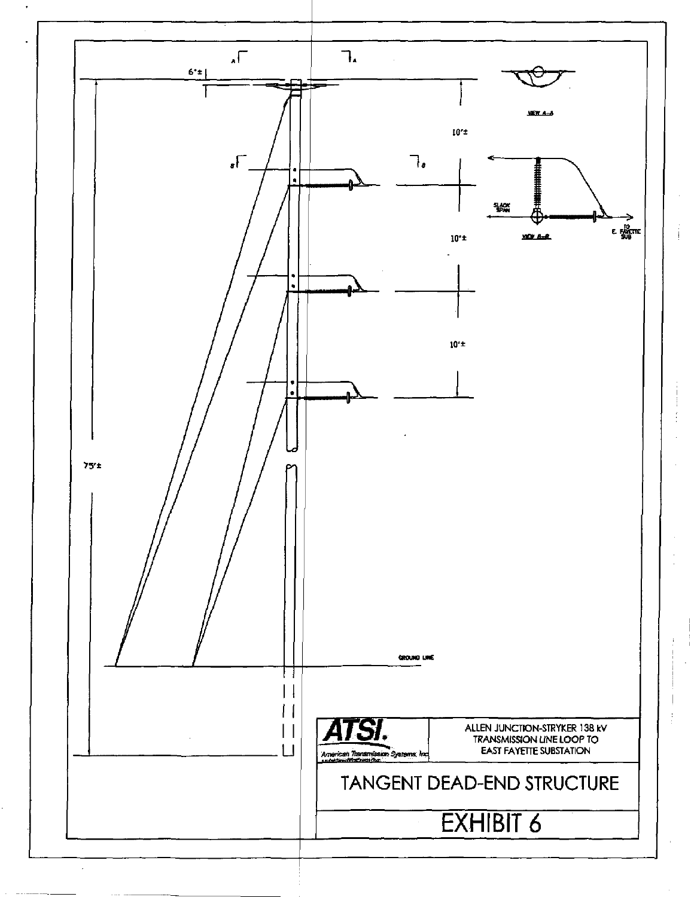6'±

10'±

10'±

10'±

75'±

VIEW A–A

SLACK SPAN

VIEW B–B

TO E. FAYETTE SUB

GROUND LINE

**ATSI.**
American Transmission Systems, Inc.

ALLEN JUNCTION-STRYKER 138 kV TRANSMISSION LINE LOOP TO EAST FAYETTE SUBSTATION

# TANGENT DEAD-END STRUCTURE

# EXHIBIT 6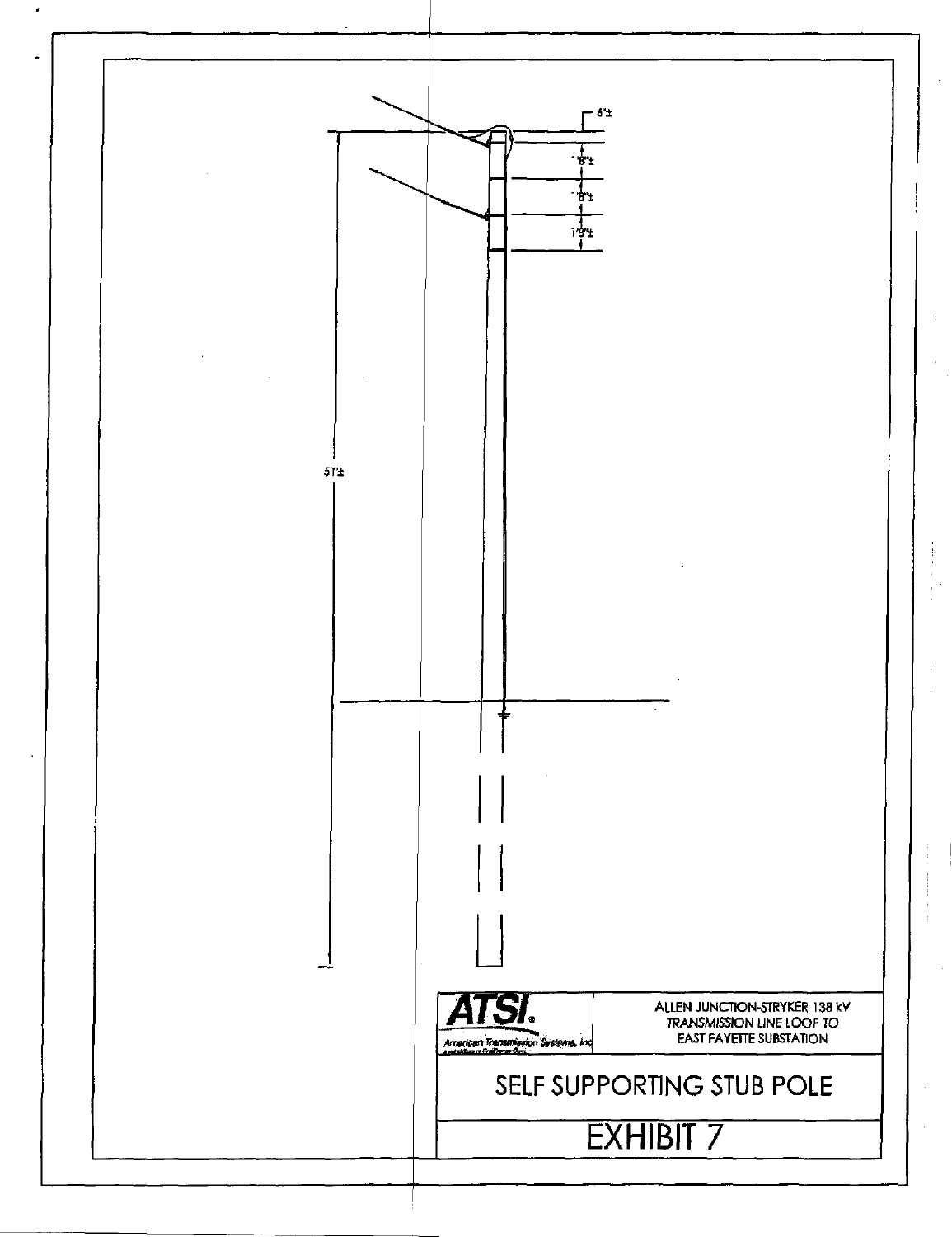6"±

1'8"±

1'8"±

1'8"±

51'±

**ATSI.**
American Transmission Systems, Inc.

ALLEN JUNCTION-STRYKER 138 kV TRANSMISSION LINE LOOP TO EAST FAYETTE SUBSTATION

# SELF SUPPORTING STUB POLE

# EXHIBIT 7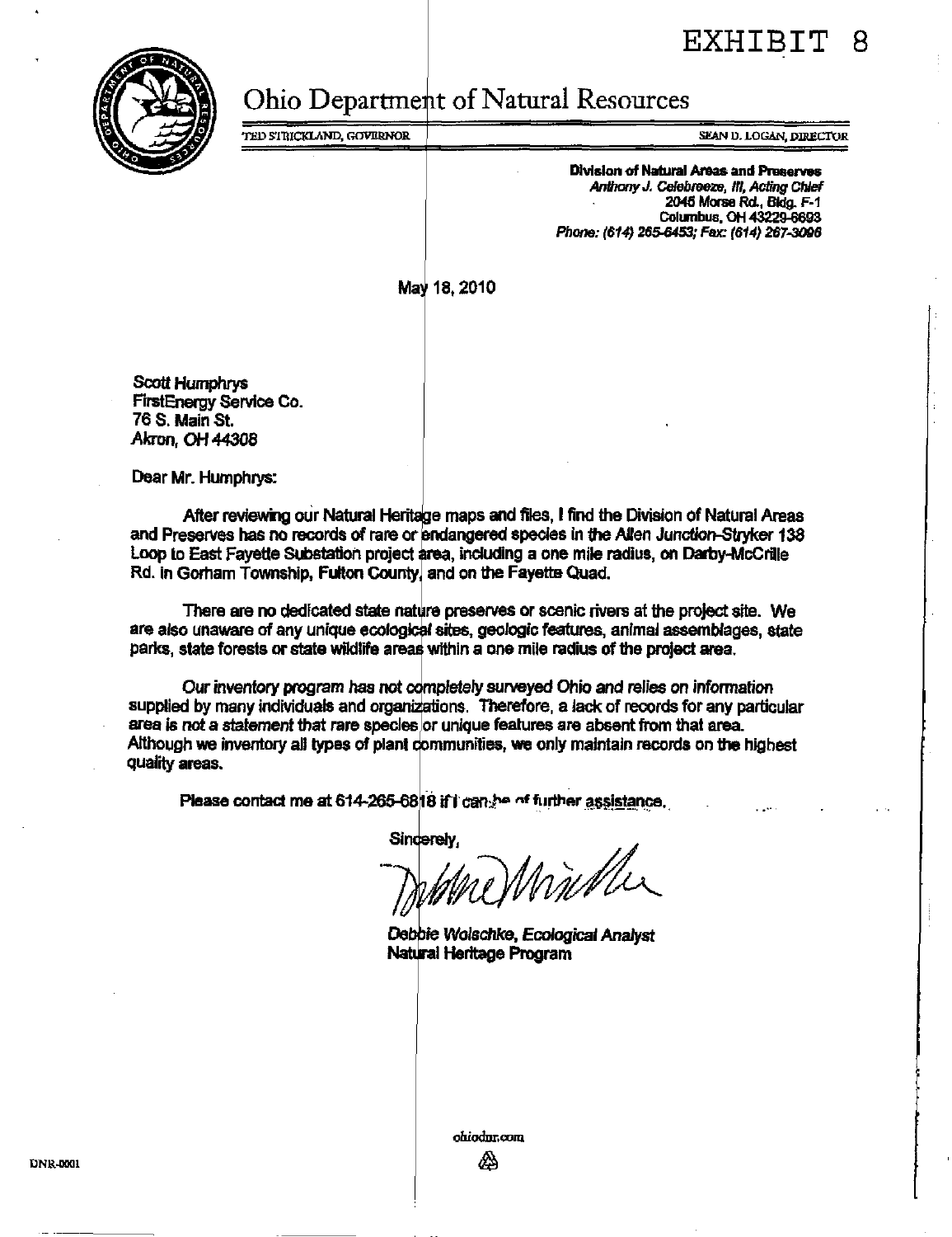EXHIBIT 8

# Ohio Department of Natural Resources

TED STRICKLAND, GOVERNOR | SEAN D. LOGAN, DIRECTOR

**Division of Natural Areas and Preserves**
*Anthony J. Celebreeze, III, Acting Chief*
2045 Morse Rd., Bldg. F-1
Columbus, OH 43229-6693
*Phone: (614) 265-6453; Fax: (614) 267-3096*

May 18, 2010

Scott Humphrys
FirstEnergy Service Co.
76 S. Main St.
Akron, OH 44308

Dear Mr. Humphrys:

After reviewing our Natural Heritage maps and files, I find the Division of Natural Areas and Preserves has no records of rare or endangered species in the Allen Junction-Stryker 138 Loop to East Fayette Substation project area, including a one mile radius, on Darby-McCrille Rd. in Gorham Township, Fulton County, and on the Fayette Quad.

There are no dedicated state nature preserves or scenic rivers at the project site. We are also unaware of any unique ecological sites, geologic features, animal assemblages, state parks, state forests or state wildlife areas within a one mile radius of the project area.

*Our inventory program has not completely surveyed Ohio and relies on information supplied by many individuals and organizations. Therefore, a lack of records for any particular area is not a statement that rare species or unique features are absent from that area.* Although we inventory all types of plant communities, we only maintain records on the highest quality areas.

Please contact me at 614-265-6818 if I can be of further assistance.

Sincerely,

Debbie Wolschke, Ecological Analyst
Natural Heritage Program

ohiodnr.com

DNR-0001